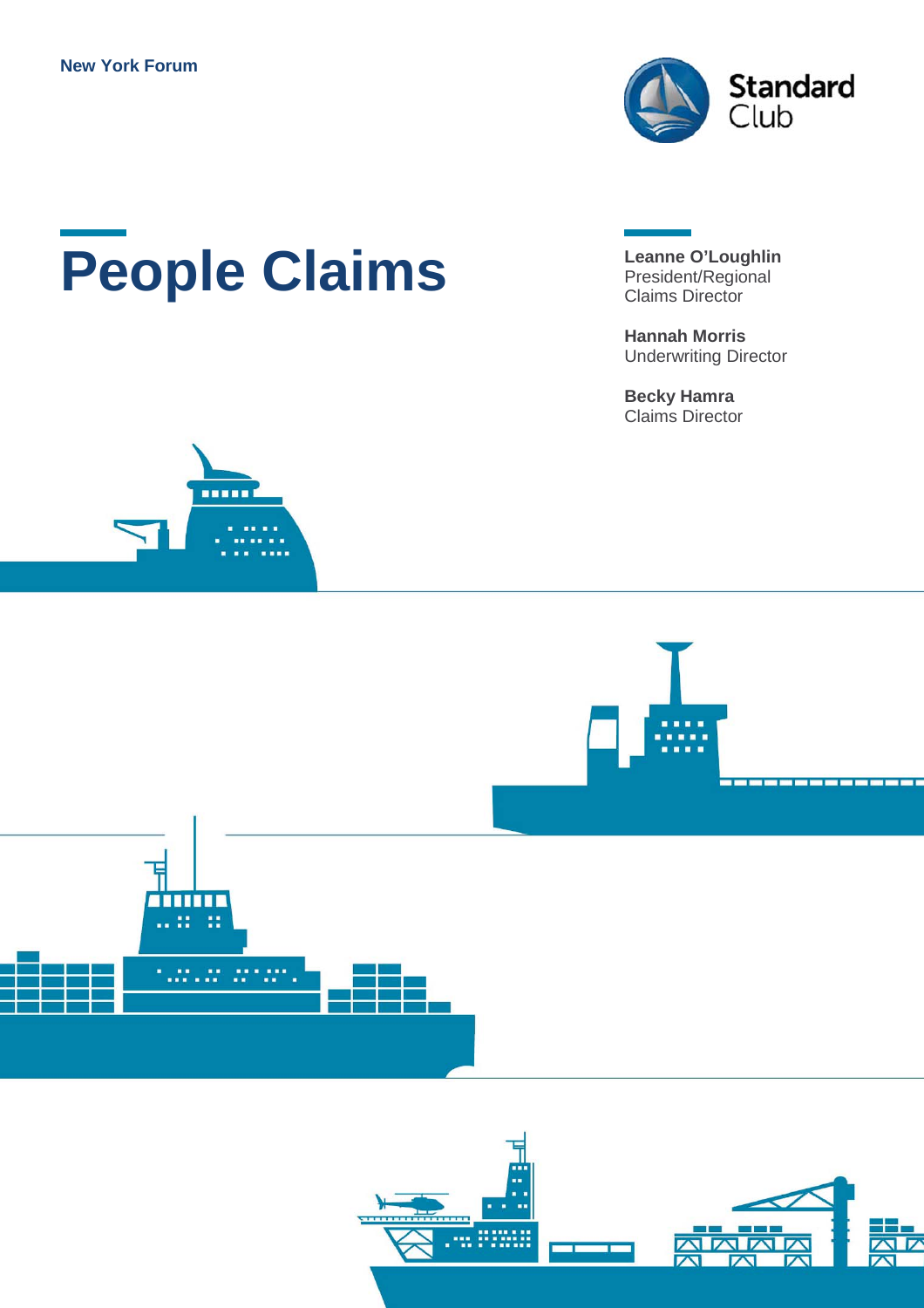New York Forum

Standard Club

# People Claims

**Leanne O'Loughlin**
President/Regional Claims Director

**Hannah Morris**
Underwriting Director

**Becky Hamra**
Claims Director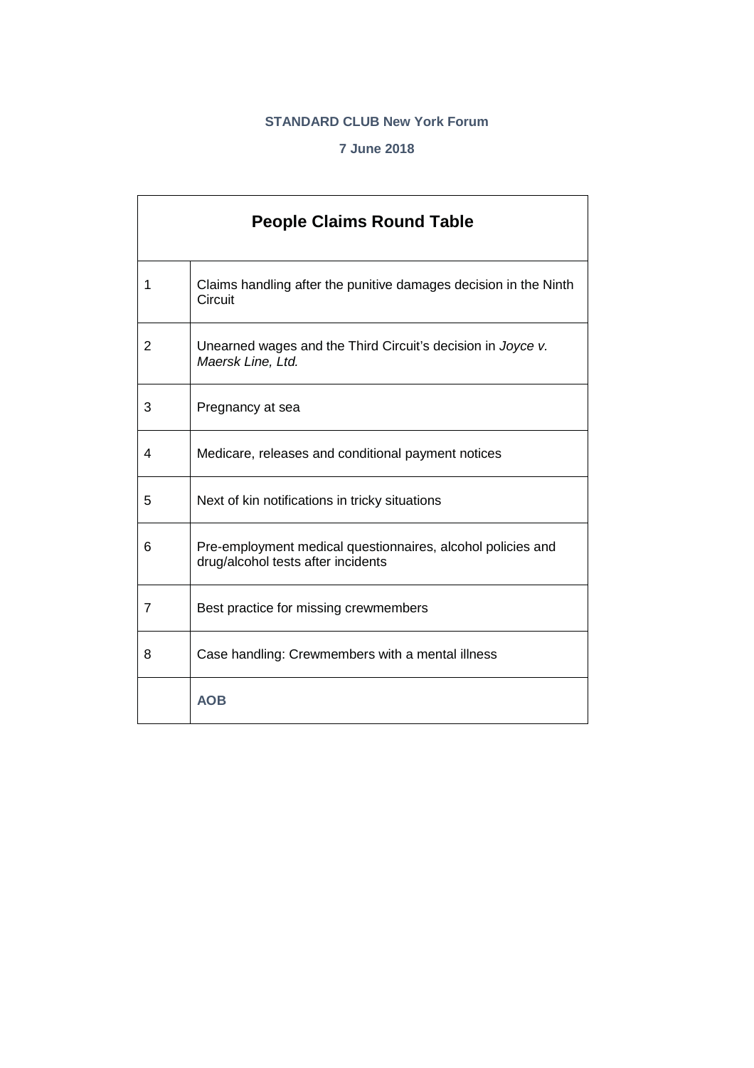**STANDARD CLUB New York Forum**

**7 June 2018**

| People Claims Round Table | |
|---|---|
| 1 | Claims handling after the punitive damages decision in the Ninth Circuit |
| 2 | Unearned wages and the Third Circuit's decision in *Joyce v. Maersk Line, Ltd.* |
| 3 | Pregnancy at sea |
| 4 | Medicare, releases and conditional payment notices |
| 5 | Next of kin notifications in tricky situations |
| 6 | Pre-employment medical questionnaires, alcohol policies and drug/alcohol tests after incidents |
| 7 | Best practice for missing crewmembers |
| 8 | Case handling: Crewmembers with a mental illness |
| | **AOB** |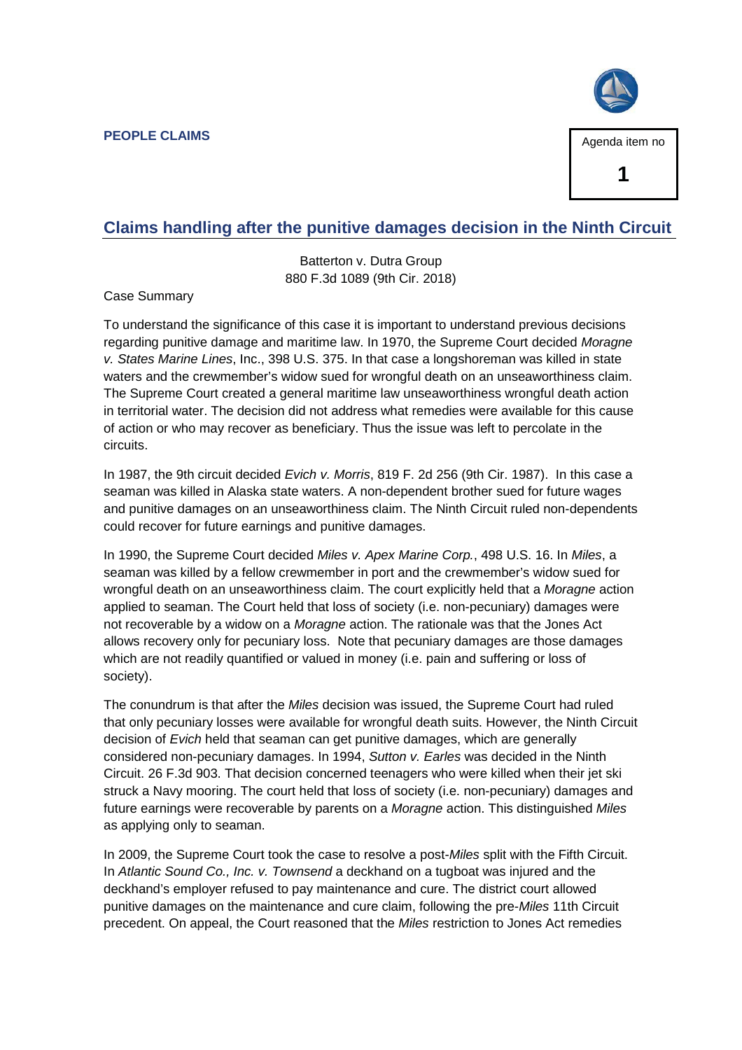**PEOPLE CLAIMS**

Agenda item no

**1**

## Claims handling after the punitive damages decision in the Ninth Circuit

Batterton v. Dutra Group
880 F.3d 1089 (9th Cir. 2018)

Case Summary

To understand the significance of this case it is important to understand previous decisions regarding punitive damage and maritime law. In 1970, the Supreme Court decided *Moragne v. States Marine Lines*, Inc., 398 U.S. 375. In that case a longshoreman was killed in state waters and the crewmember's widow sued for wrongful death on an unseaworthiness claim. The Supreme Court created a general maritime law unseaworthiness wrongful death action in territorial water. The decision did not address what remedies were available for this cause of action or who may recover as beneficiary. Thus the issue was left to percolate in the circuits.

In 1987, the 9th circuit decided *Evich v. Morris*, 819 F. 2d 256 (9th Cir. 1987). In this case a seaman was killed in Alaska state waters. A non-dependent brother sued for future wages and punitive damages on an unseaworthiness claim. The Ninth Circuit ruled non-dependents could recover for future earnings and punitive damages.

In 1990, the Supreme Court decided *Miles v. Apex Marine Corp.*, 498 U.S. 16. In *Miles*, a seaman was killed by a fellow crewmember in port and the crewmember's widow sued for wrongful death on an unseaworthiness claim. The court explicitly held that a *Moragne* action applied to seaman. The Court held that loss of society (i.e. non-pecuniary) damages were not recoverable by a widow on a *Moragne* action. The rationale was that the Jones Act allows recovery only for pecuniary loss. Note that pecuniary damages are those damages which are not readily quantified or valued in money (i.e. pain and suffering or loss of society).

The conundrum is that after the *Miles* decision was issued, the Supreme Court had ruled that only pecuniary losses were available for wrongful death suits. However, the Ninth Circuit decision of *Evich* held that seaman can get punitive damages, which are generally considered non-pecuniary damages. In 1994, *Sutton v. Earles* was decided in the Ninth Circuit. 26 F.3d 903. That decision concerned teenagers who were killed when their jet ski struck a Navy mooring. The court held that loss of society (i.e. non-pecuniary) damages and future earnings were recoverable by parents on a *Moragne* action. This distinguished *Miles* as applying only to seaman.

In 2009, the Supreme Court took the case to resolve a post-*Miles* split with the Fifth Circuit. In *Atlantic Sound Co., Inc. v. Townsend* a deckhand on a tugboat was injured and the deckhand's employer refused to pay maintenance and cure. The district court allowed punitive damages on the maintenance and cure claim, following the pre-*Miles* 11th Circuit precedent. On appeal, the Court reasoned that the *Miles* restriction to Jones Act remedies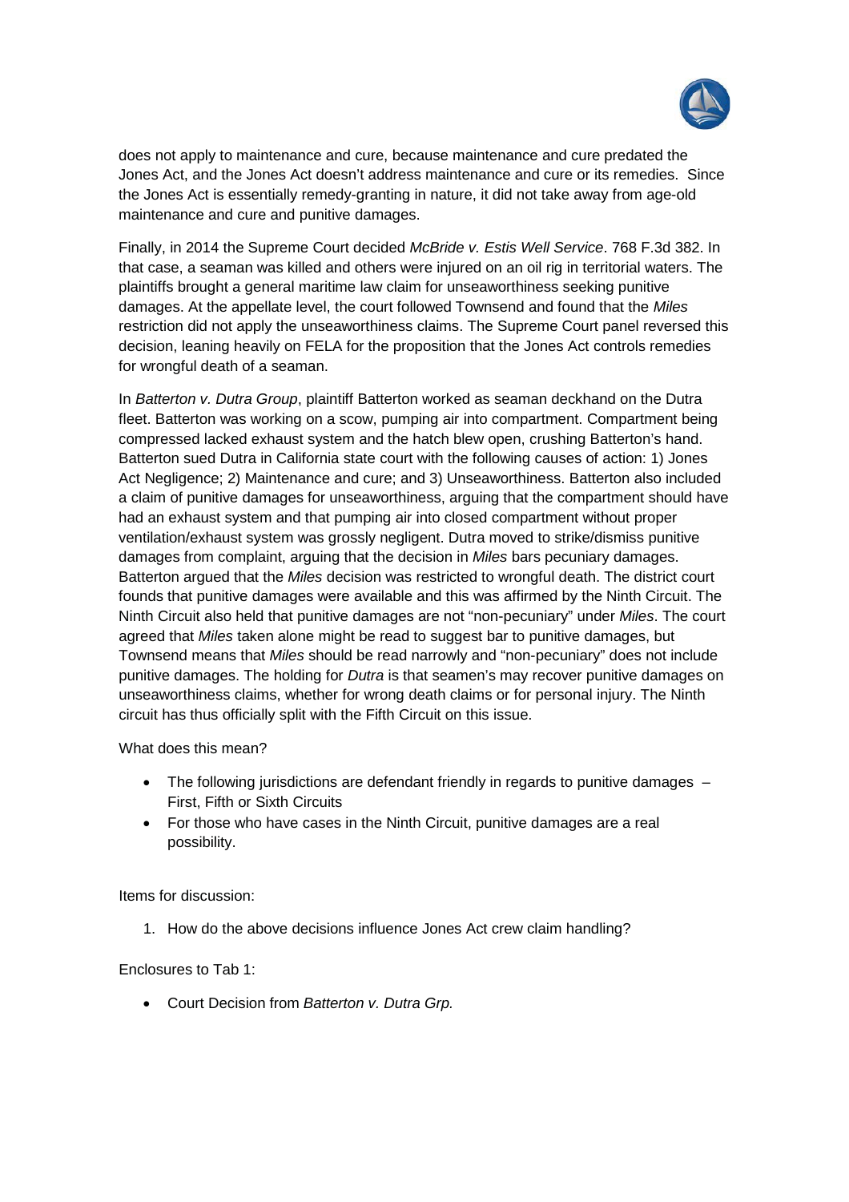does not apply to maintenance and cure, because maintenance and cure predated the Jones Act, and the Jones Act doesn't address maintenance and cure or its remedies. Since the Jones Act is essentially remedy-granting in nature, it did not take away from age-old maintenance and cure and punitive damages.

Finally, in 2014 the Supreme Court decided *McBride v. Estis Well Service*. 768 F.3d 382. In that case, a seaman was killed and others were injured on an oil rig in territorial waters. The plaintiffs brought a general maritime law claim for unseaworthiness seeking punitive damages. At the appellate level, the court followed Townsend and found that the *Miles* restriction did not apply the unseaworthiness claims. The Supreme Court panel reversed this decision, leaning heavily on FELA for the proposition that the Jones Act controls remedies for wrongful death of a seaman.

In *Batterton v. Dutra Group*, plaintiff Batterton worked as seaman deckhand on the Dutra fleet. Batterton was working on a scow, pumping air into compartment. Compartment being compressed lacked exhaust system and the hatch blew open, crushing Batterton's hand. Batterton sued Dutra in California state court with the following causes of action: 1) Jones Act Negligence; 2) Maintenance and cure; and 3) Unseaworthiness. Batterton also included a claim of punitive damages for unseaworthiness, arguing that the compartment should have had an exhaust system and that pumping air into closed compartment without proper ventilation/exhaust system was grossly negligent. Dutra moved to strike/dismiss punitive damages from complaint, arguing that the decision in *Miles* bars pecuniary damages. Batterton argued that the *Miles* decision was restricted to wrongful death. The district court founds that punitive damages were available and this was affirmed by the Ninth Circuit. The Ninth Circuit also held that punitive damages are not "non-pecuniary" under *Miles*. The court agreed that *Miles* taken alone might be read to suggest bar to punitive damages, but Townsend means that *Miles* should be read narrowly and "non-pecuniary" does not include punitive damages. The holding for *Dutra* is that seamen's may recover punitive damages on unseaworthiness claims, whether for wrong death claims or for personal injury. The Ninth circuit has thus officially split with the Fifth Circuit on this issue.

What does this mean?

- The following jurisdictions are defendant friendly in regards to punitive damages – First, Fifth or Sixth Circuits
- For those who have cases in the Ninth Circuit, punitive damages are a real possibility.

Items for discussion:

1. How do the above decisions influence Jones Act crew claim handling?

Enclosures to Tab 1:

- Court Decision from *Batterton v. Dutra Grp.*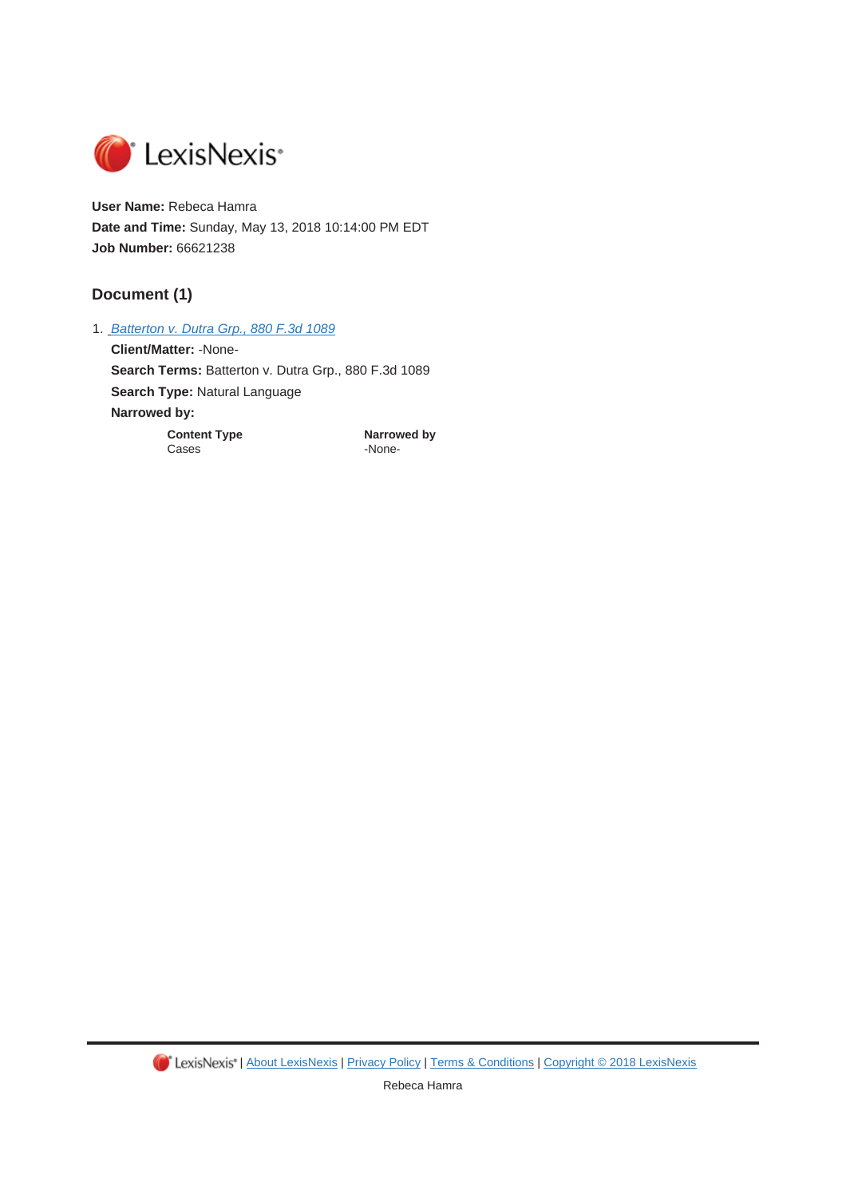LexisNexis®

**User Name:** Rebeca Hamra
**Date and Time:** Sunday, May 13, 2018 10:14:00 PM EDT
**Job Number:** 66621238

## Document (1)

1. *Batterton v. Dutra Grp., 880 F.3d 1089*

   **Client/Matter:** -None-

   **Search Terms:** Batterton v. Dutra Grp., 880 F.3d 1089

   **Search Type:** Natural Language

   **Narrowed by:**

| Content Type | Narrowed by |
|---|---|
| Cases | -None- |

LexisNexis® | About LexisNexis | Privacy Policy | Terms & Conditions | Copyright © 2018 LexisNexis

Rebeca Hamra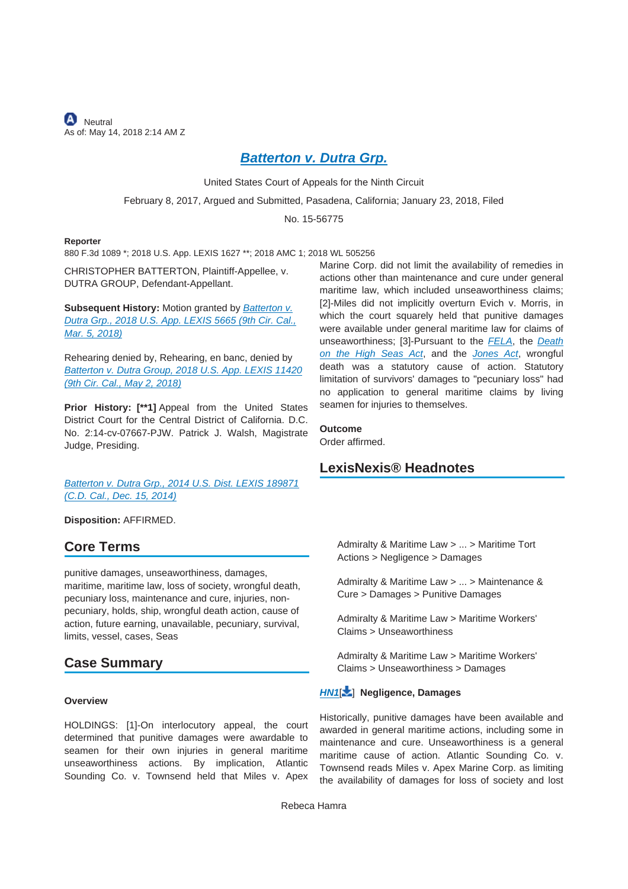Neutral
As of: May 14, 2018 2:14 AM Z

# Batterton v. Dutra Grp.

United States Court of Appeals for the Ninth Circuit

February 8, 2017, Argued and Submitted, Pasadena, California; January 23, 2018, Filed

No. 15-56775

**Reporter**

880 F.3d 1089 *; 2018 U.S. App. LEXIS 1627 **; 2018 AMC 1; 2018 WL 505256

CHRISTOPHER BATTERTON, Plaintiff-Appellee, v. DUTRA GROUP, Defendant-Appellant.

**Subsequent History:** Motion granted by Batterton v. Dutra Grp., 2018 U.S. App. LEXIS 5665 (9th Cir. Cal., Mar. 5, 2018)

Rehearing denied by, Rehearing, en banc, denied by Batterton v. Dutra Group, 2018 U.S. App. LEXIS 11420 (9th Cir. Cal., May 2, 2018)

**Prior History: [**1]** Appeal from the United States District Court for the Central District of California. D.C. No. 2:14-cv-07667-PJW. Patrick J. Walsh, Magistrate Judge, Presiding.

Batterton v. Dutra Grp., 2014 U.S. Dist. LEXIS 189871 (C.D. Cal., Dec. 15, 2014)

**Disposition:** AFFIRMED.

## Core Terms

punitive damages, unseaworthiness, damages, maritime, maritime law, loss of society, wrongful death, pecuniary loss, maintenance and cure, injuries, non-pecuniary, holds, ship, wrongful death action, cause of action, future earning, unavailable, pecuniary, survival, limits, vessel, cases, Seas

## Case Summary

**Overview**

HOLDINGS: [1]-On interlocutory appeal, the court determined that punitive damages were awardable to seamen for their own injuries in general maritime unseaworthiness actions. By implication, Atlantic Sounding Co. v. Townsend held that Miles v. Apex Marine Corp. did not limit the availability of remedies in actions other than maintenance and cure under general maritime law, which included unseaworthiness claims; [2]-Miles did not implicitly overturn Evich v. Morris, in which the court squarely held that punitive damages were available under general maritime law for claims of unseaworthiness; [3]-Pursuant to the FELA, the Death on the High Seas Act, and the Jones Act, wrongful death was a statutory cause of action. Statutory limitation of survivors' damages to "pecuniary loss" had no application to general maritime claims by living seamen for injuries to themselves.

**Outcome**

Order affirmed.

## LexisNexis® Headnotes

Admiralty & Maritime Law > ... > Maritime Tort Actions > Negligence > Damages

Admiralty & Maritime Law > ... > Maintenance & Cure > Damages > Punitive Damages

Admiralty & Maritime Law > Maritime Workers' Claims > Unseaworthiness

Admiralty & Maritime Law > Maritime Workers' Claims > Unseaworthiness > Damages

HN1[] Negligence, Damages

Historically, punitive damages have been available and awarded in general maritime actions, including some in maintenance and cure. Unseaworthiness is a general maritime cause of action. Atlantic Sounding Co. v. Townsend reads Miles v. Apex Marine Corp. as limiting the availability of damages for loss of society and lost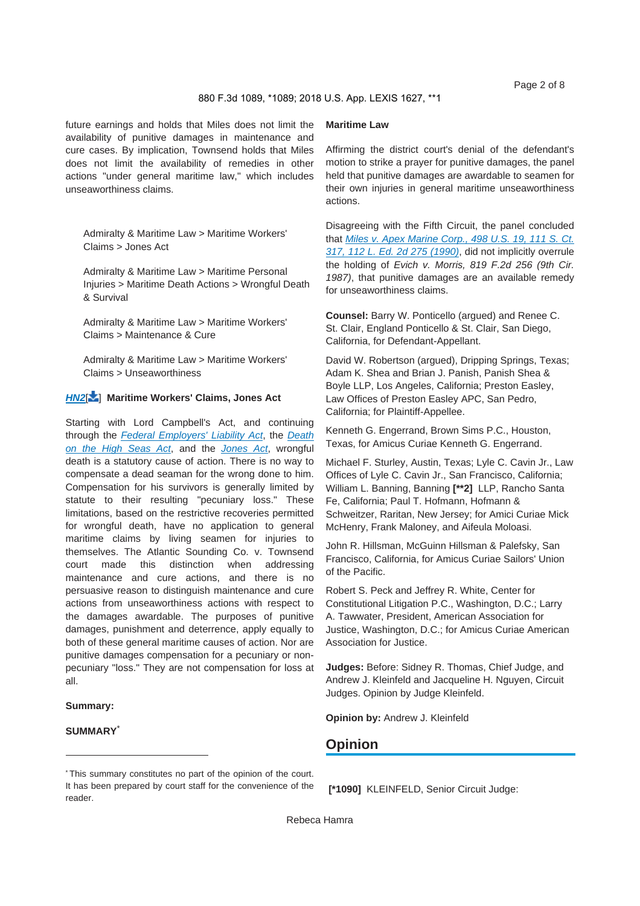future earnings and holds that Miles does not limit the availability of punitive damages in maintenance and cure cases. By implication, Townsend holds that Miles does not limit the availability of remedies in other actions "under general maritime law," which includes unseaworthiness claims.

Admiralty & Maritime Law > Maritime Workers' Claims > Jones Act

Admiralty & Maritime Law > Maritime Personal Injuries > Maritime Death Actions > Wrongful Death & Survival

Admiralty & Maritime Law > Maritime Workers' Claims > Maintenance & Cure

Admiralty & Maritime Law > Maritime Workers' Claims > Unseaworthiness

**HN2 Maritime Workers' Claims, Jones Act**

Starting with Lord Campbell's Act, and continuing through the *Federal Employers' Liability Act*, the *Death on the High Seas Act*, and the *Jones Act*, wrongful death is a statutory cause of action. There is no way to compensate a dead seaman for the wrong done to him. Compensation for his survivors is generally limited by statute to their resulting "pecuniary loss." These limitations, based on the restrictive recoveries permitted for wrongful death, have no application to general maritime claims by living seamen for injuries to themselves. The Atlantic Sounding Co. v. Townsend court made this distinction when addressing maintenance and cure actions, and there is no persuasive reason to distinguish maintenance and cure actions from unseaworthiness actions with respect to the damages awardable. The purposes of punitive damages, punishment and deterrence, apply equally to both of these general maritime causes of action. Nor are punitive damages compensation for a pecuniary or non-pecuniary "loss." They are not compensation for loss at all.

**Summary:**

**SUMMARY***

**Maritime Law**

Affirming the district court's denial of the defendant's motion to strike a prayer for punitive damages, the panel held that punitive damages are awardable to seamen for their own injuries in general maritime unseaworthiness actions.

Disagreeing with the Fifth Circuit, the panel concluded that *Miles v. Apex Marine Corp., 498 U.S. 19, 111 S. Ct. 317, 112 L. Ed. 2d 275 (1990)*, did not implicitly overrule the holding of *Evich v. Morris, 819 F.2d 256 (9th Cir. 1987)*, that punitive damages are an available remedy for unseaworthiness claims.

**Counsel:** Barry W. Ponticello (argued) and Renee C. St. Clair, England Ponticello & St. Clair, San Diego, California, for Defendant-Appellant.

David W. Robertson (argued), Dripping Springs, Texas; Adam K. Shea and Brian J. Panish, Panish Shea & Boyle LLP, Los Angeles, California; Preston Easley, Law Offices of Preston Easley APC, San Pedro, California; for Plaintiff-Appellee.

Kenneth G. Engerrand, Brown Sims P.C., Houston, Texas, for Amicus Curiae Kenneth G. Engerrand.

Michael F. Sturley, Austin, Texas; Lyle C. Cavin Jr., Law Offices of Lyle C. Cavin Jr., San Francisco, California; William L. Banning, Banning **[**2]** LLP, Rancho Santa Fe, California; Paul T. Hofmann, Hofmann & Schweitzer, Raritan, New Jersey; for Amici Curiae Mick McHenry, Frank Maloney, and Aifeula Moloasi.

John R. Hillsman, McGuinn Hillsman & Palefsky, San Francisco, California, for Amicus Curiae Sailors' Union of the Pacific.

Robert S. Peck and Jeffrey R. White, Center for Constitutional Litigation P.C., Washington, D.C.; Larry A. Tawwater, President, American Association for Justice, Washington, D.C.; for Amicus Curiae American Association for Justice.

**Judges:** Before: Sidney R. Thomas, Chief Judge, and Andrew J. Kleinfeld and Jacqueline H. Nguyen, Circuit Judges. Opinion by Judge Kleinfeld.

**Opinion by:** Andrew J. Kleinfeld

## Opinion

**[*1090]** KLEINFELD, Senior Circuit Judge:

---

* This summary constitutes no part of the opinion of the court. It has been prepared by court staff for the convenience of the reader.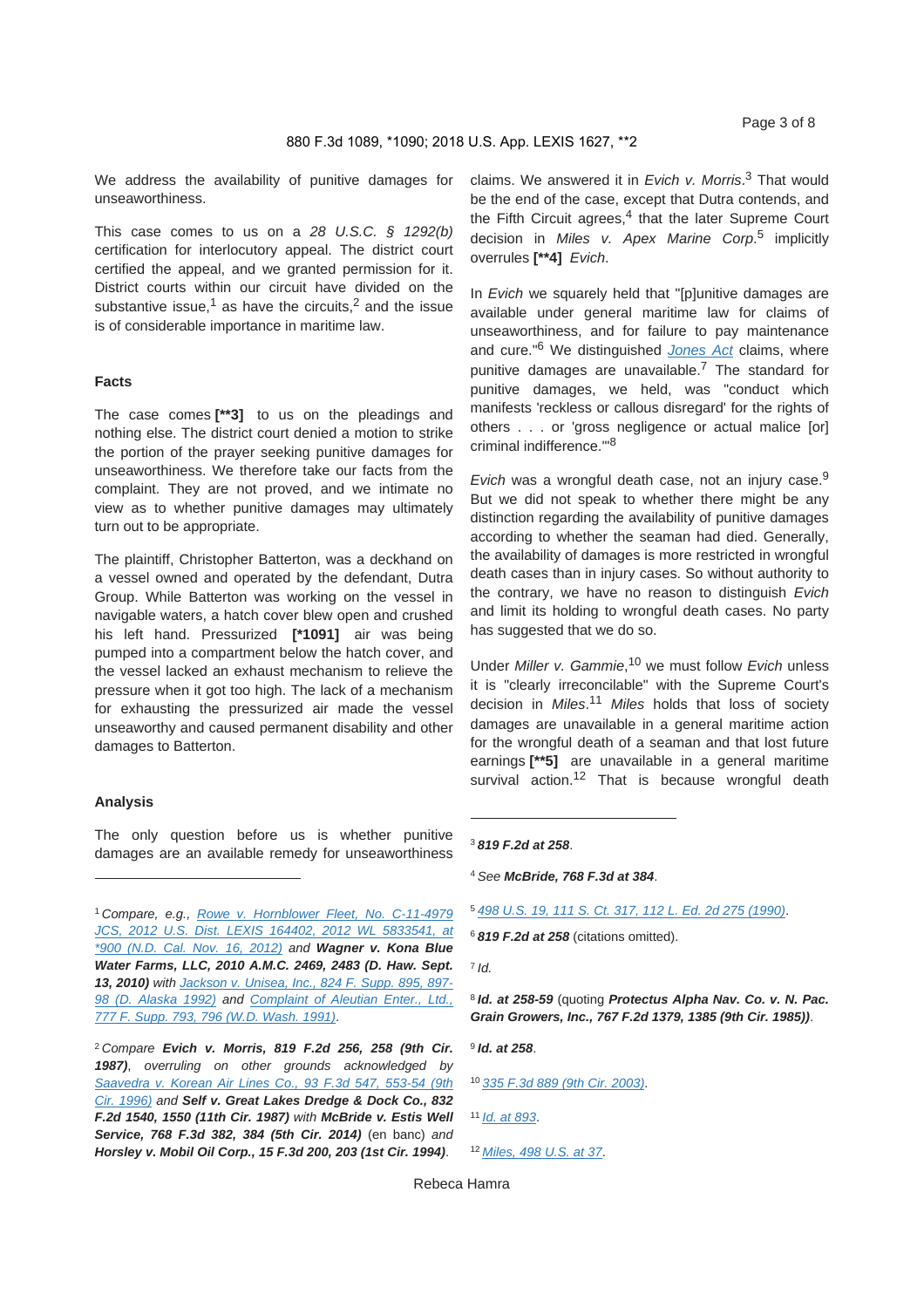We address the availability of punitive damages for unseaworthiness.

This case comes to us on a *28 U.S.C. § 1292(b)* certification for interlocutory appeal. The district court certified the appeal, and we granted permission for it. District courts within our circuit have divided on the substantive issue,[1] as have the circuits,[2] and the issue is of considerable importance in maritime law.

### Facts

The case comes **[**3]** to us on the pleadings and nothing else. The district court denied a motion to strike the portion of the prayer seeking punitive damages for unseaworthiness. We therefore take our facts from the complaint. They are not proved, and we intimate no view as to whether punitive damages may ultimately turn out to be appropriate.

The plaintiff, Christopher Batterton, was a deckhand on a vessel owned and operated by the defendant, Dutra Group. While Batterton was working on the vessel in navigable waters, a hatch cover blew open and crushed his left hand. Pressurized **[*1091]** air was being pumped into a compartment below the hatch cover, and the vessel lacked an exhaust mechanism to relieve the pressure when it got too high. The lack of a mechanism for exhausting the pressurized air made the vessel unseaworthy and caused permanent disability and other damages to Batterton.

### Analysis

The only question before us is whether punitive damages are an available remedy for unseaworthiness claims. We answered it in *Evich v. Morris*.[3] That would be the end of the case, except that Dutra contends, and the Fifth Circuit agrees,[4] that the later Supreme Court decision in *Miles v. Apex Marine Corp.*[5] implicitly overrules **[**4]** *Evich*.

In *Evich* we squarely held that "[p]unitive damages are available under general maritime law for claims of unseaworthiness, and for failure to pay maintenance and cure."[6] We distinguished *Jones Act* claims, where punitive damages are unavailable.[7] The standard for punitive damages, we held, was "conduct which manifests 'reckless or callous disregard' for the rights of others . . . or 'gross negligence or actual malice [or] criminal indifference.'"[8]

*Evich* was a wrongful death case, not an injury case.[9] But we did not speak to whether there might be any distinction regarding the availability of punitive damages according to whether the seaman had died. Generally, the availability of damages is more restricted in wrongful death cases than in injury cases. So without authority to the contrary, we have no reason to distinguish *Evich* and limit its holding to wrongful death cases. No party has suggested that we do so.

Under *Miller v. Gammie*,[10] we must follow *Evich* unless it is "clearly irreconcilable" with the Supreme Court's decision in *Miles*.[11] *Miles* holds that loss of society damages are unavailable in a general maritime action for the wrongful death of a seaman and that lost future earnings **[**5]** are unavailable in a general maritime survival action.[12] That is because wrongful death

---

[1] *Compare, e.g.,* *Rowe v. Hornblower Fleet, No. C-11-4979 JCS, 2012 U.S. Dist. LEXIS 164402, 2012 WL 5833541, at *900 (N.D. Cal. Nov. 16, 2012)* and ***Wagner v. Kona Blue Water Farms, LLC, 2010 A.M.C. 2469, 2483 (D. Haw. Sept. 13, 2010)*** with *Jackson v. Unisea, Inc., 824 F. Supp. 895, 897-98 (D. Alaska 1992)* and *Complaint of Aleutian Enter., Ltd., 777 F. Supp. 793, 796 (W.D. Wash. 1991)*.

[2] *Compare* ***Evich v. Morris, 819 F.2d 256, 258 (9th Cir. 1987)***, *overruling on other grounds acknowledged by* *Saavedra v. Korean Air Lines Co., 93 F.3d 547, 553-54 (9th Cir. 1996)* *and* ***Self v. Great Lakes Dredge & Dock Co., 832 F.2d 1540, 1550 (11th Cir. 1987)*** *with* ***McBride v. Estis Well Service, 768 F.3d 382, 384 (5th Cir. 2014)*** (en banc) *and* ***Horsley v. Mobil Oil Corp., 15 F.3d 200, 203 (1st Cir. 1994)***.

[3] ***819 F.2d at 258***.

[4] *See* **McBride, 768 F.3d at 384**.

[5] *498 U.S. 19, 111 S. Ct. 317, 112 L. Ed. 2d 275 (1990)*.

[6] ***819 F.2d at 258*** (citations omitted).

[7] *Id.*

[8] ***Id. at 258-59*** (quoting ***Protectus Alpha Nav. Co. v. N. Pac. Grain Growers, Inc., 767 F.2d 1379, 1385 (9th Cir. 1985))***.

[9] ***Id. at 258***.

[10] *335 F.3d 889 (9th Cir. 2003)*.

[11] *Id. at 893*.

[12] *Miles, 498 U.S. at 37*.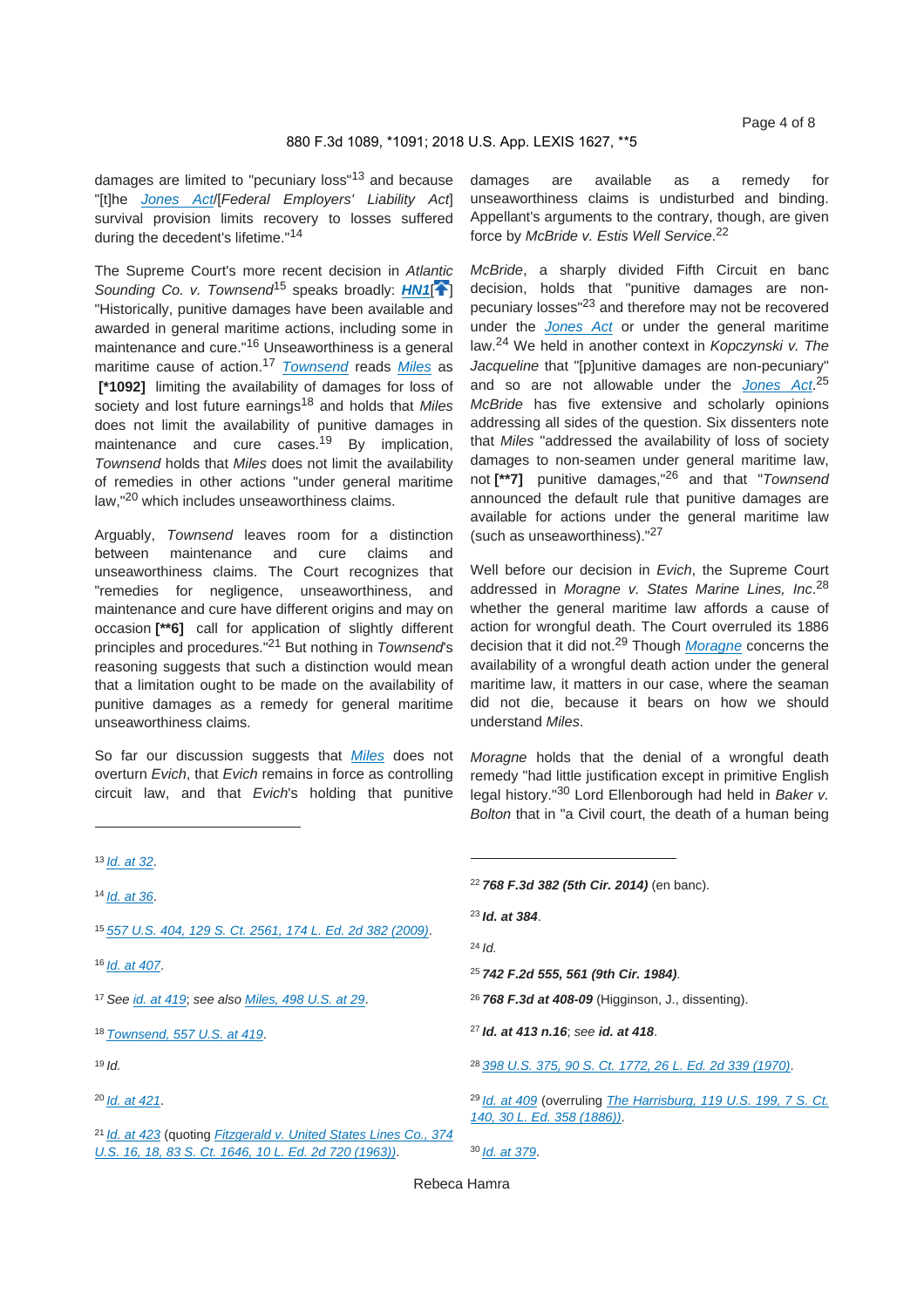damages are limited to "pecuniary loss"[13] and because "[t]he Jones Act/[Federal Employers' Liability Act] survival provision limits recovery to losses suffered during the decedent's lifetime."[14]

The Supreme Court's more recent decision in *Atlantic Sounding Co. v. Townsend*[15] speaks broadly: **HN1** "Historically, punitive damages have been available and awarded in general maritime actions, including some in maintenance and cure."[16] Unseaworthiness is a general maritime cause of action.[17] *Townsend* reads *Miles* as **[*1092]** limiting the availability of damages for loss of society and lost future earnings[18] and holds that *Miles* does not limit the availability of punitive damages in maintenance and cure cases.[19] By implication, *Townsend* holds that *Miles* does not limit the availability of remedies in other actions "under general maritime law,"[20] which includes unseaworthiness claims.

Arguably, *Townsend* leaves room for a distinction between maintenance and cure claims and unseaworthiness claims. The Court recognizes that "remedies for negligence, unseaworthiness, and maintenance and cure have different origins and may on occasion **[**6]** call for application of slightly different principles and procedures."[21] But nothing in *Townsend*'s reasoning suggests that such a distinction would mean that a limitation ought to be made on the availability of punitive damages as a remedy for general maritime unseaworthiness claims.

So far our discussion suggests that *Miles* does not overturn *Evich*, that *Evich* remains in force as controlling circuit law, and that *Evich*'s holding that punitive damages are available as a remedy for unseaworthiness claims is undisturbed and binding. Appellant's arguments to the contrary, though, are given force by *McBride v. Estis Well Service*.[22]

*McBride*, a sharply divided Fifth Circuit en banc decision, holds that "punitive damages are non-pecuniary losses"[23] and therefore may not be recovered under the Jones Act or under the general maritime law.[24] We held in another context in *Kopczynski v. The Jacqueline* that "[p]unitive damages are non-pecuniary" and so are not allowable under the Jones Act.[25] *McBride* has five extensive and scholarly opinions addressing all sides of the question. Six dissenters note that *Miles* "addressed the availability of loss of society damages to non-seamen under general maritime law, not **[**7]** punitive damages,"[26] and that "*Townsend* announced the default rule that punitive damages are available for actions under the general maritime law (such as unseaworthiness)."[27]

Well before our decision in *Evich*, the Supreme Court addressed in *Moragne v. States Marine Lines, Inc.*[28] whether the general maritime law affords a cause of action for wrongful death. The Court overruled its 1886 decision that it did not.[29] Though *Moragne* concerns the availability of a wrongful death action under the general maritime law, it matters in our case, where the seaman did not die, because it bears on how we should understand *Miles*.

*Moragne* holds that the denial of a wrongful death remedy "had little justification except in primitive English legal history."[30] Lord Ellenborough had held in *Baker v. Bolton* that in "a Civil court, the death of a human being

---

[13] Id. at 32.

[14] Id. at 36.

[15] 557 U.S. 404, 129 S. Ct. 2561, 174 L. Ed. 2d 382 (2009).

[16] Id. at 407.

[17] *See* id. at 419; *see also* Miles, 498 U.S. at 29.

[18] Townsend, 557 U.S. at 419.

[19] *Id.*

[20] Id. at 421.

[21] Id. at 423 (quoting Fitzgerald v. United States Lines Co., 374 U.S. 16, 18, 83 S. Ct. 1646, 10 L. Ed. 2d 720 (1963)).

[22] **768 F.3d 382 (5th Cir. 2014)** (en banc).

[23] ***Id.* at 384**.

[24] *Id.*

[25] ***742 F.2d 555, 561 (9th Cir. 1984)***.

[26] **768 F.3d at 408-09** (Higginson, J., dissenting).

[27] ***Id.* at 413 n.16**; *see* ***id.* at 418**.

[28] 398 U.S. 375, 90 S. Ct. 1772, 26 L. Ed. 2d 339 (1970).

[29] Id. at 409 (overruling The Harrisburg, 119 U.S. 199, 7 S. Ct. 140, 30 L. Ed. 358 (1886)).

[30] Id. at 379.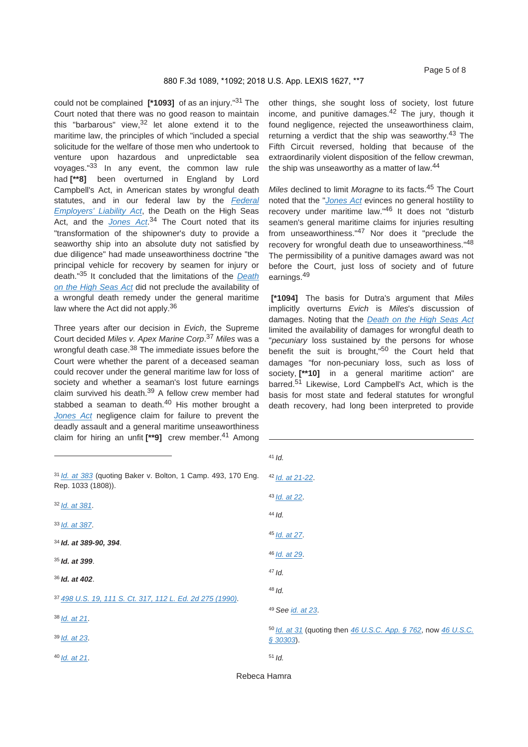could not be complained **[*1093]** of as an injury."[31] The Court noted that there was no good reason to maintain this "barbarous" view,[32] let alone extend it to the maritime law, the principles of which "included a special solicitude for the welfare of those men who undertook to venture upon hazardous and unpredictable sea voyages."[33] In any event, the common law rule had **[**8]** been overturned in England by Lord Campbell's Act, in American states by wrongful death statutes, and in our federal law by the Federal Employers' Liability Act, the Death on the High Seas Act, and the Jones Act.[34] The Court noted that its "transformation of the shipowner's duty to provide a seaworthy ship into an absolute duty not satisfied by due diligence" had made unseaworthiness doctrine "the principal vehicle for recovery by seamen for injury or death."[35] It concluded that the limitations of the Death on the High Seas Act did not preclude the availability of a wrongful death remedy under the general maritime law where the Act did not apply.[36]

Three years after our decision in *Evich*, the Supreme Court decided *Miles v. Apex Marine Corp*.[37] *Miles* was a wrongful death case.[38] The immediate issues before the Court were whether the parent of a deceased seaman could recover under the general maritime law for loss of society and whether a seaman's lost future earnings claim survived his death.[39] A fellow crew member had stabbed a seaman to death.[40] His mother brought a Jones Act negligence claim for failure to prevent the deadly assault and a general maritime unseaworthiness claim for hiring an unfit **[**9]** crew member.[41] Among other things, she sought loss of society, lost future income, and punitive damages.[42] The jury, though it found negligence, rejected the unseaworthiness claim, returning a verdict that the ship was seaworthy.[43] The Fifth Circuit reversed, holding that because of the extraordinarily violent disposition of the fellow crewman, the ship was unseaworthy as a matter of law.[44]

*Miles* declined to limit *Moragne* to its facts.[45] The Court noted that the "Jones Act evinces no general hostility to recovery under maritime law."[46] It does not "disturb seamen's general maritime claims for injuries resulting from unseaworthiness."[47] Nor does it "preclude the recovery for wrongful death due to unseaworthiness."[48] The permissibility of a punitive damages award was not before the Court, just loss of society and of future earnings.[49]

**[*1094]** The basis for Dutra's argument that *Miles* implicitly overturns *Evich* is *Miles*'s discussion of damages. Noting that the Death on the High Seas Act limited the availability of damages for wrongful death to "*pecuniary* loss sustained by the persons for whose benefit the suit is brought,"[50] the Court held that damages "for non-pecuniary loss, such as loss of society, **[**10]** in a general maritime action" are barred.[51] Likewise, Lord Campbell's Act, which is the basis for most state and federal statutes for wrongful death recovery, had long been interpreted to provide

---

[31] Id. at 383 (quoting Baker v. Bolton, 1 Camp. 493, 170 Eng. Rep. 1033 (1808)).

[32] Id. at 381.

[33] Id. at 387.

[34] **Id. at 389-90, 394**.

[35] **Id. at 399**.

[36] **Id. at 402**.

[37] 498 U.S. 19, 111 S. Ct. 317, 112 L. Ed. 2d 275 (1990).

[38] Id. at 21.

[39] Id. at 23.

[40] Id. at 21.

[41] *Id.*

[42] Id. at 21-22.

[43] Id. at 22.

[44] *Id.*

[45] Id. at 27.

[46] Id. at 29.

[47] *Id.*

[48] *Id.*

[49] *See* id. at 23.

[50] Id. at 31 (quoting then 46 U.S.C. App. § 762, now 46 U.S.C. § 30303).

[51] *Id.*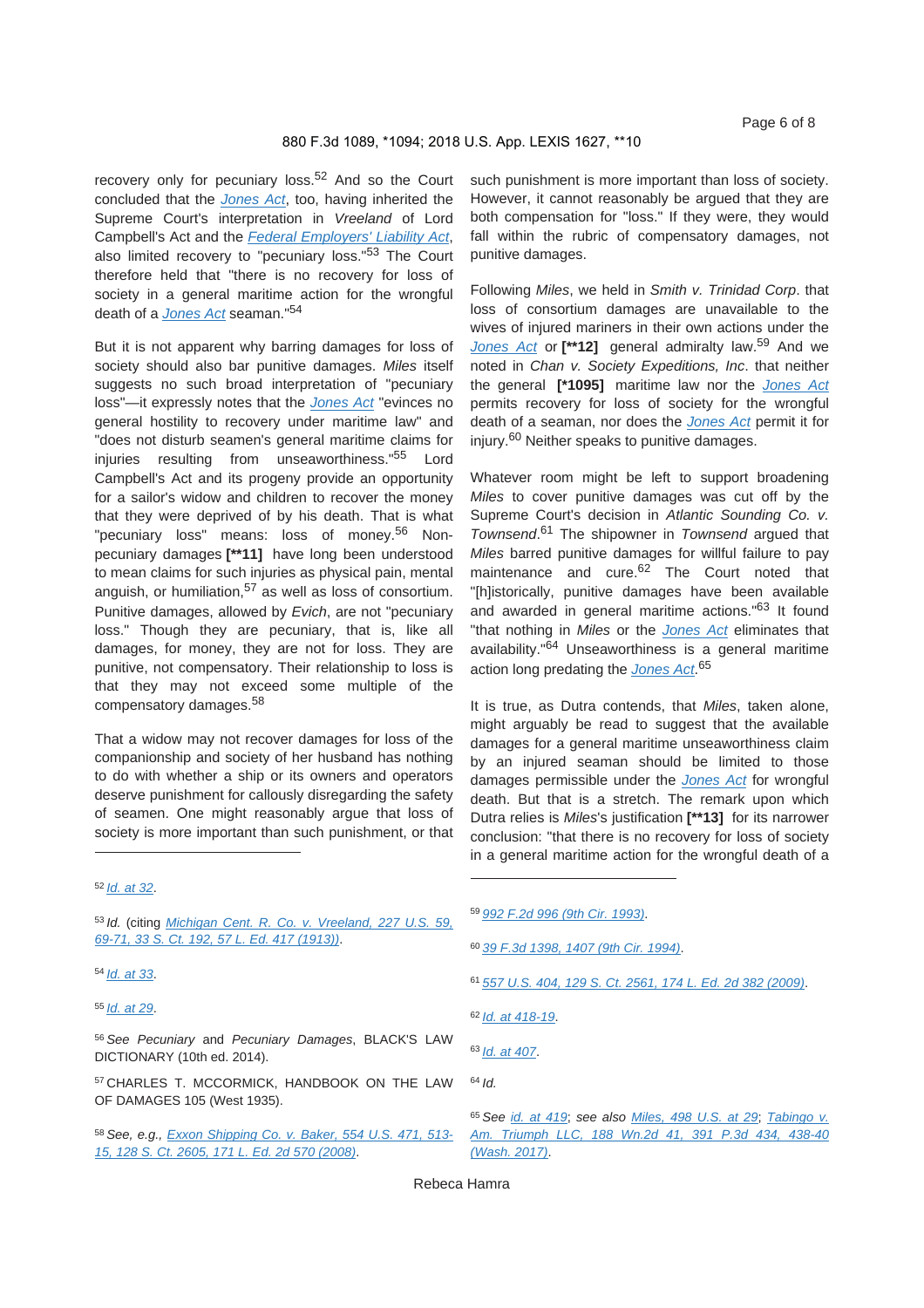recovery only for pecuniary loss.[52] And so the Court concluded that the *Jones Act*, too, having inherited the Supreme Court's interpretation in *Vreeland* of Lord Campbell's Act and the *Federal Employers' Liability Act*, also limited recovery to "pecuniary loss."[53] The Court therefore held that "there is no recovery for loss of society in a general maritime action for the wrongful death of a *Jones Act* seaman."[54]

But it is not apparent why barring damages for loss of society should also bar punitive damages. *Miles* itself suggests no such broad interpretation of "pecuniary loss"—it expressly notes that the *Jones Act* "evinces no general hostility to recovery under maritime law" and "does not disturb seamen's general maritime claims for injuries resulting from unseaworthiness."[55] Lord Campbell's Act and its progeny provide an opportunity for a sailor's widow and children to recover the money that they were deprived of by his death. That is what "pecuniary loss" means: loss of money.[56] Non-pecuniary damages **[**11]** have long been understood to mean claims for such injuries as physical pain, mental anguish, or humiliation,[57] as well as loss of consortium. Punitive damages, allowed by *Evich*, are not "pecuniary loss." Though they are pecuniary, that is, like all damages, for money, they are not for loss. They are punitive, not compensatory. Their relationship to loss is that they may not exceed some multiple of the compensatory damages.[58]

That a widow may not recover damages for loss of the companionship and society of her husband has nothing to do with whether a ship or its owners and operators deserve punishment for callously disregarding the safety of seamen. One might reasonably argue that loss of society is more important than such punishment, or that such punishment is more important than loss of society. However, it cannot reasonably be argued that they are both compensation for "loss." If they were, they would fall within the rubric of compensatory damages, not punitive damages.

Following *Miles*, we held in *Smith v. Trinidad Corp*. that loss of consortium damages are unavailable to the wives of injured mariners in their own actions under the *Jones Act* or **[**12]** general admiralty law.[59] And we noted in *Chan v. Society Expeditions, Inc*. that neither the general **[*1095]** maritime law nor the *Jones Act* permits recovery for loss of society for the wrongful death of a seaman, nor does the *Jones Act* permit it for injury.[60] Neither speaks to punitive damages.

Whatever room might be left to support broadening *Miles* to cover punitive damages was cut off by the Supreme Court's decision in *Atlantic Sounding Co. v. Townsend*.[61] The shipowner in *Townsend* argued that *Miles* barred punitive damages for willful failure to pay maintenance and cure.[62] The Court noted that "[h]istorically, punitive damages have been available and awarded in general maritime actions."[63] It found "that nothing in *Miles* or the *Jones Act* eliminates that availability."[64] Unseaworthiness is a general maritime action long predating the *Jones Act*.[65]

It is true, as Dutra contends, that *Miles*, taken alone, might arguably be read to suggest that the available damages for a general maritime unseaworthiness claim by an injured seaman should be limited to those damages permissible under the *Jones Act* for wrongful death. But that is a stretch. The remark upon which Dutra relies is *Miles*'s justification **[**13]** for its narrower conclusion: "that there is no recovery for loss of society in a general maritime action for the wrongful death of a

---

[52] *Id. at 32*.

[53] *Id.* (citing *Michigan Cent. R. Co. v. Vreeland, 227 U.S. 59, 69-71, 33 S. Ct. 192, 57 L. Ed. 417 (1913)*).

[54] *Id. at 33*.

[55] *Id. at 29*.

[56] *See Pecuniary* and *Pecuniary Damages*, BLACK'S LAW DICTIONARY (10th ed. 2014).

[57] CHARLES T. MCCORMICK, HANDBOOK ON THE LAW OF DAMAGES 105 (West 1935).

[58] *See, e.g., Exxon Shipping Co. v. Baker, 554 U.S. 471, 513-15, 128 S. Ct. 2605, 171 L. Ed. 2d 570 (2008)*.

[59] *992 F.2d 996 (9th Cir. 1993)*.

[60] *39 F.3d 1398, 1407 (9th Cir. 1994)*.

[61] *557 U.S. 404, 129 S. Ct. 2561, 174 L. Ed. 2d 382 (2009)*.

[62] *Id. at 418-19*.

[63] *Id. at 407*.

[64] *Id.*

[65] *See id. at 419*; *see also Miles, 498 U.S. at 29*; *Tabingo v. Am. Triumph LLC, 188 Wn.2d 41, 391 P.3d 434, 438-40 (Wash. 2017)*.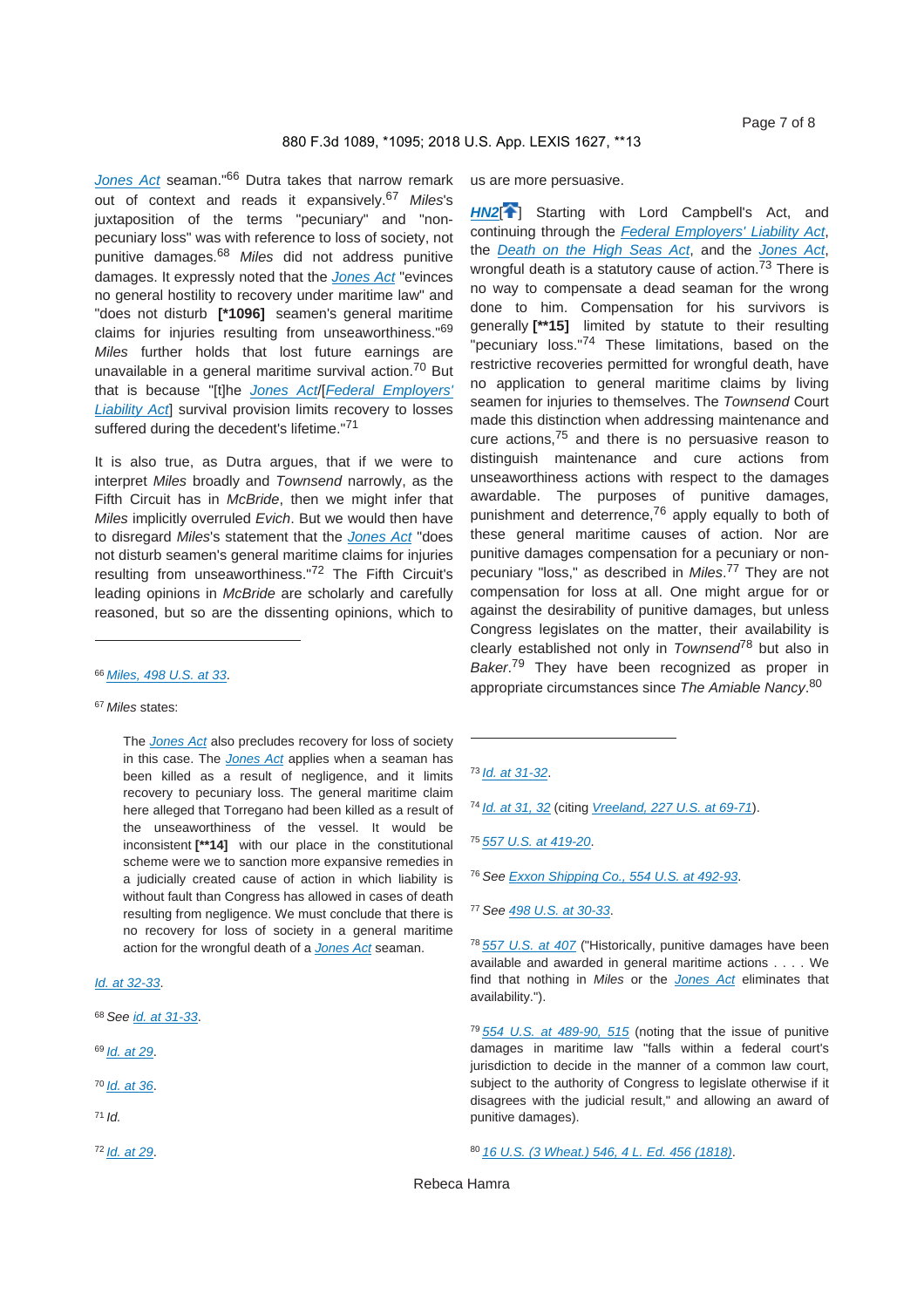Jones Act seaman."[66] Dutra takes that narrow remark out of context and reads it expansively.[67] *Miles*'s juxtaposition of the terms "pecuniary" and "non-pecuniary loss" was with reference to loss of society, not punitive damages.[68] *Miles* did not address punitive damages. It expressly noted that the Jones Act "evinces no general hostility to recovery under maritime law" and "does not disturb **[*1096]** seamen's general maritime claims for injuries resulting from unseaworthiness."[69] *Miles* further holds that lost future earnings are unavailable in a general maritime survival action.[70] But that is because "[t]he Jones Act/[Federal Employers' Liability Act] survival provision limits recovery to losses suffered during the decedent's lifetime."[71]

It is also true, as Dutra argues, that if we were to interpret *Miles* broadly and *Townsend* narrowly, as the Fifth Circuit has in *McBride*, then we might infer that *Miles* implicitly overruled *Evich*. But we would then have to disregard *Miles*'s statement that the Jones Act "does not disturb seamen's general maritime claims for injuries resulting from unseaworthiness."[72] The Fifth Circuit's leading opinions in *McBride* are scholarly and carefully reasoned, but so are the dissenting opinions, which to us are more persuasive.

**HN2** Starting with Lord Campbell's Act, and continuing through the Federal Employers' Liability Act, the Death on the High Seas Act, and the Jones Act, wrongful death is a statutory cause of action.[73] There is no way to compensate a dead seaman for the wrong done to him. Compensation for his survivors is generally **[**15]** limited by statute to their resulting "pecuniary loss."[74] These limitations, based on the restrictive recoveries permitted for wrongful death, have no application to general maritime claims by living seamen for injuries to themselves. The *Townsend* Court made this distinction when addressing maintenance and cure actions,[75] and there is no persuasive reason to distinguish maintenance and cure actions from unseaworthiness actions with respect to the damages awardable. The purposes of punitive damages, punishment and deterrence,[76] apply equally to both of these general maritime causes of action. Nor are punitive damages compensation for a pecuniary or non-pecuniary "loss," as described in *Miles*.[77] They are not compensation for loss at all. One might argue for or against the desirability of punitive damages, but unless Congress legislates on the matter, their availability is clearly established not only in *Townsend*[78] but also in *Baker*.[79] They have been recognized as proper in appropriate circumstances since *The Amiable Nancy*.[80]

---

[66] *Miles, 498 U.S. at 33.*

[67] *Miles* states:

> The Jones Act also precludes recovery for loss of society in this case. The Jones Act applies when a seaman has been killed as a result of negligence, and it limits recovery to pecuniary loss. The general maritime claim here alleged that Torregano had been killed as a result of the unseaworthiness of the vessel. It would be inconsistent **[**14]** with our place in the constitutional scheme were we to sanction more expansive remedies in a judicially created cause of action in which liability is without fault than Congress has allowed in cases of death resulting from negligence. We must conclude that there is no recovery for loss of society in a general maritime action for the wrongful death of a Jones Act seaman.

*Id. at 32-33.*

[68] *See id. at 31-33.*

[69] *Id. at 29.*

[70] *Id. at 36.*

[71] *Id.*

[72] *Id. at 29.*

[73] *Id. at 31-32.*

[74] *Id. at 31, 32* (citing *Vreeland, 227 U.S. at 69-71*).

[75] *557 U.S. at 419-20.*

[76] *See Exxon Shipping Co., 554 U.S. at 492-93.*

[77] *See 498 U.S. at 30-33.*

[78] *557 U.S. at 407* ("Historically, punitive damages have been available and awarded in general maritime actions . . . . We find that nothing in *Miles* or the Jones Act eliminates that availability.").

[79] *554 U.S. at 489-90, 515* (noting that the issue of punitive damages in maritime law "falls within a federal court's jurisdiction to decide in the manner of a common law court, subject to the authority of Congress to legislate otherwise if it disagrees with the judicial result," and allowing an award of punitive damages).

[80] *16 U.S. (3 Wheat.) 546, 4 L. Ed. 456 (1818).*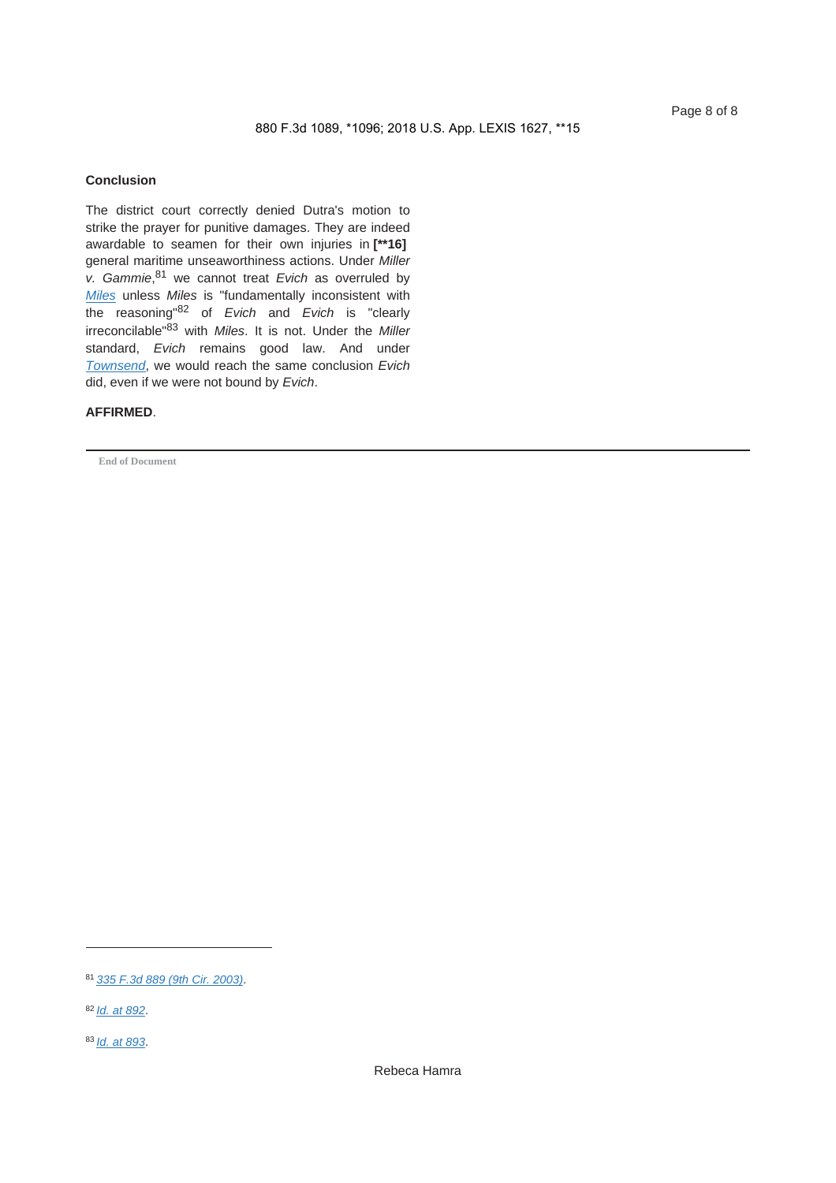### Conclusion

The district court correctly denied Dutra's motion to strike the prayer for punitive damages. They are indeed awardable to seamen for their own injuries in **[**16]** general maritime unseaworthiness actions. Under *Miller v. Gammie*,[81] we cannot treat *Evich* as overruled by *Miles* unless *Miles* is "fundamentally inconsistent with the reasoning"[82] of *Evich* and *Evich* is "clearly irreconcilable"[83] with *Miles*. It is not. Under the *Miller* standard, *Evich* remains good law. And under *Townsend*, we would reach the same conclusion *Evich* did, even if we were not bound by *Evich*.

**AFFIRMED**.

---

End of Document

---

[81] *335 F.3d 889 (9th Cir. 2003)*.

[82] *Id. at 892*.

[83] *Id. at 893*.

Rebeca Hamra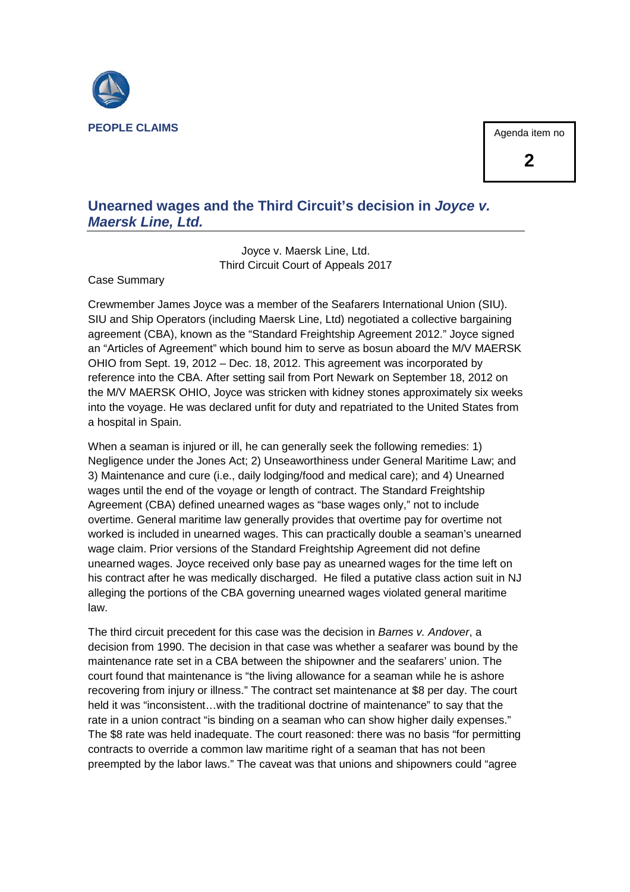PEOPLE CLAIMS

Agenda item no

**2**

## Unearned wages and the Third Circuit's decision in *Joyce v. Maersk Line, Ltd.*

Joyce v. Maersk Line, Ltd.
Third Circuit Court of Appeals 2017

Case Summary

Crewmember James Joyce was a member of the Seafarers International Union (SIU). SIU and Ship Operators (including Maersk Line, Ltd) negotiated a collective bargaining agreement (CBA), known as the "Standard Freightship Agreement 2012." Joyce signed an "Articles of Agreement" which bound him to serve as bosun aboard the M/V MAERSK OHIO from Sept. 19, 2012 – Dec. 18, 2012. This agreement was incorporated by reference into the CBA. After setting sail from Port Newark on September 18, 2012 on the M/V MAERSK OHIO, Joyce was stricken with kidney stones approximately six weeks into the voyage. He was declared unfit for duty and repatriated to the United States from a hospital in Spain.

When a seaman is injured or ill, he can generally seek the following remedies: 1) Negligence under the Jones Act; 2) Unseaworthiness under General Maritime Law; and 3) Maintenance and cure (i.e., daily lodging/food and medical care); and 4) Unearned wages until the end of the voyage or length of contract. The Standard Freightship Agreement (CBA) defined unearned wages as "base wages only," not to include overtime. General maritime law generally provides that overtime pay for overtime not worked is included in unearned wages. This can practically double a seaman's unearned wage claim. Prior versions of the Standard Freightship Agreement did not define unearned wages. Joyce received only base pay as unearned wages for the time left on his contract after he was medically discharged. He filed a putative class action suit in NJ alleging the portions of the CBA governing unearned wages violated general maritime law.

The third circuit precedent for this case was the decision in *Barnes v. Andover*, a decision from 1990. The decision in that case was whether a seafarer was bound by the maintenance rate set in a CBA between the shipowner and the seafarers' union. The court found that maintenance is "the living allowance for a seaman while he is ashore recovering from injury or illness." The contract set maintenance at $8 per day. The court held it was "inconsistent…with the traditional doctrine of maintenance" to say that the rate in a union contract "is binding on a seaman who can show higher daily expenses." The $8 rate was held inadequate. The court reasoned: there was no basis "for permitting contracts to override a common law maritime right of a seaman that has not been preempted by the labor laws." The caveat was that unions and shipowners could "agree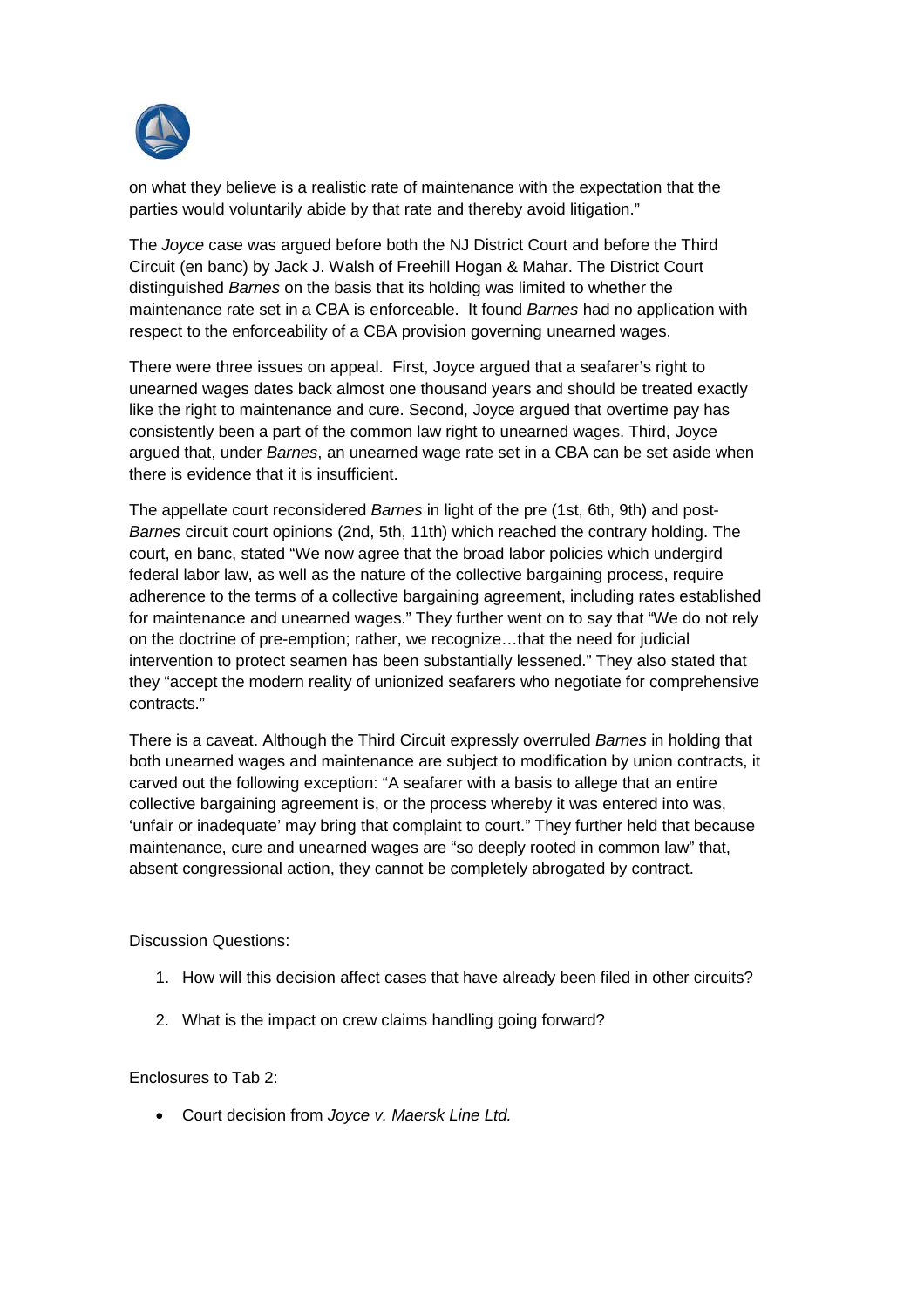on what they believe is a realistic rate of maintenance with the expectation that the parties would voluntarily abide by that rate and thereby avoid litigation."

The *Joyce* case was argued before both the NJ District Court and before the Third Circuit (en banc) by Jack J. Walsh of Freehill Hogan & Mahar. The District Court distinguished *Barnes* on the basis that its holding was limited to whether the maintenance rate set in a CBA is enforceable. It found *Barnes* had no application with respect to the enforceability of a CBA provision governing unearned wages.

There were three issues on appeal. First, Joyce argued that a seafarer's right to unearned wages dates back almost one thousand years and should be treated exactly like the right to maintenance and cure. Second, Joyce argued that overtime pay has consistently been a part of the common law right to unearned wages. Third, Joyce argued that, under *Barnes*, an unearned wage rate set in a CBA can be set aside when there is evidence that it is insufficient.

The appellate court reconsidered *Barnes* in light of the pre (1st, 6th, 9th) and post-*Barnes* circuit court opinions (2nd, 5th, 11th) which reached the contrary holding. The court, en banc, stated "We now agree that the broad labor policies which undergird federal labor law, as well as the nature of the collective bargaining process, require adherence to the terms of a collective bargaining agreement, including rates established for maintenance and unearned wages." They further went on to say that "We do not rely on the doctrine of pre-emption; rather, we recognize…that the need for judicial intervention to protect seamen has been substantially lessened." They also stated that they "accept the modern reality of unionized seafarers who negotiate for comprehensive contracts."

There is a caveat. Although the Third Circuit expressly overruled *Barnes* in holding that both unearned wages and maintenance are subject to modification by union contracts, it carved out the following exception: "A seafarer with a basis to allege that an entire collective bargaining agreement is, or the process whereby it was entered into was, 'unfair or inadequate' may bring that complaint to court." They further held that because maintenance, cure and unearned wages are "so deeply rooted in common law" that, absent congressional action, they cannot be completely abrogated by contract.

Discussion Questions:

1. How will this decision affect cases that have already been filed in other circuits?
2. What is the impact on crew claims handling going forward?

Enclosures to Tab 2:

- Court decision from *Joyce v. Maersk Line Ltd.*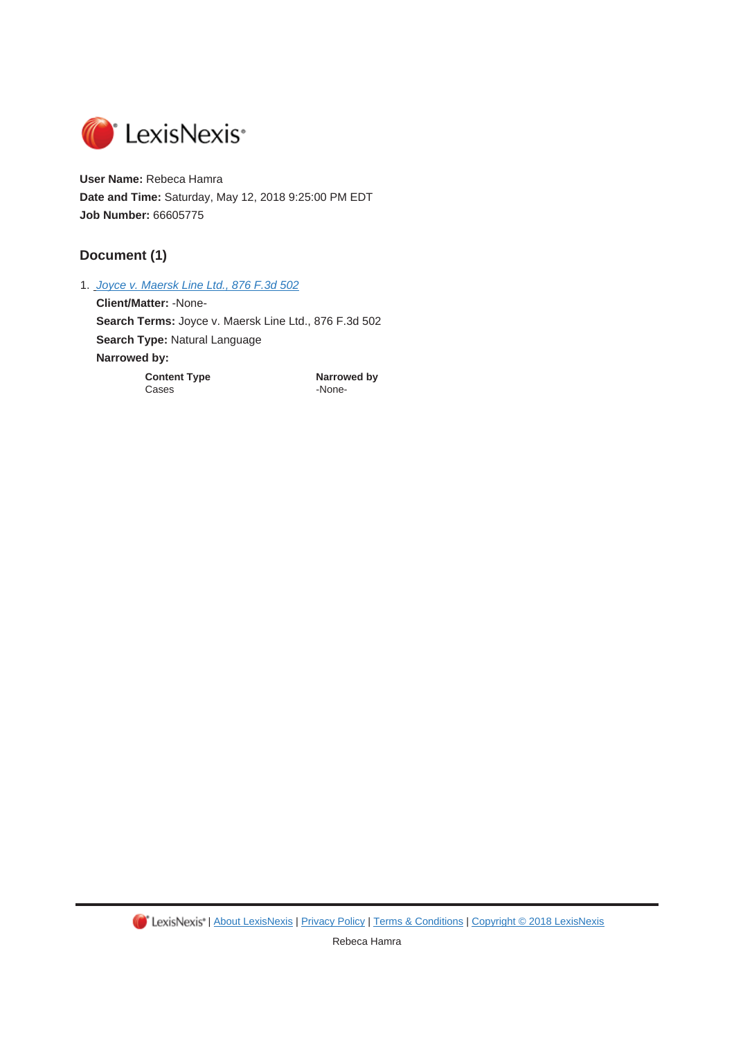LexisNexis®

**User Name:** Rebeca Hamra
**Date and Time:** Saturday, May 12, 2018 9:25:00 PM EDT
**Job Number:** 66605775

## Document (1)

1. [Joyce v. Maersk Line Ltd., 876 F.3d 502]()
   **Client/Matter:** -None-
   **Search Terms:** Joyce v. Maersk Line Ltd., 876 F.3d 502
   **Search Type:** Natural Language
   **Narrowed by:**

| **Content Type** | **Narrowed by** |
| --- | --- |
| Cases | -None- |

LexisNexis® | About LexisNexis | Privacy Policy | Terms & Conditions | Copyright © 2018 LexisNexis

Rebeca Hamra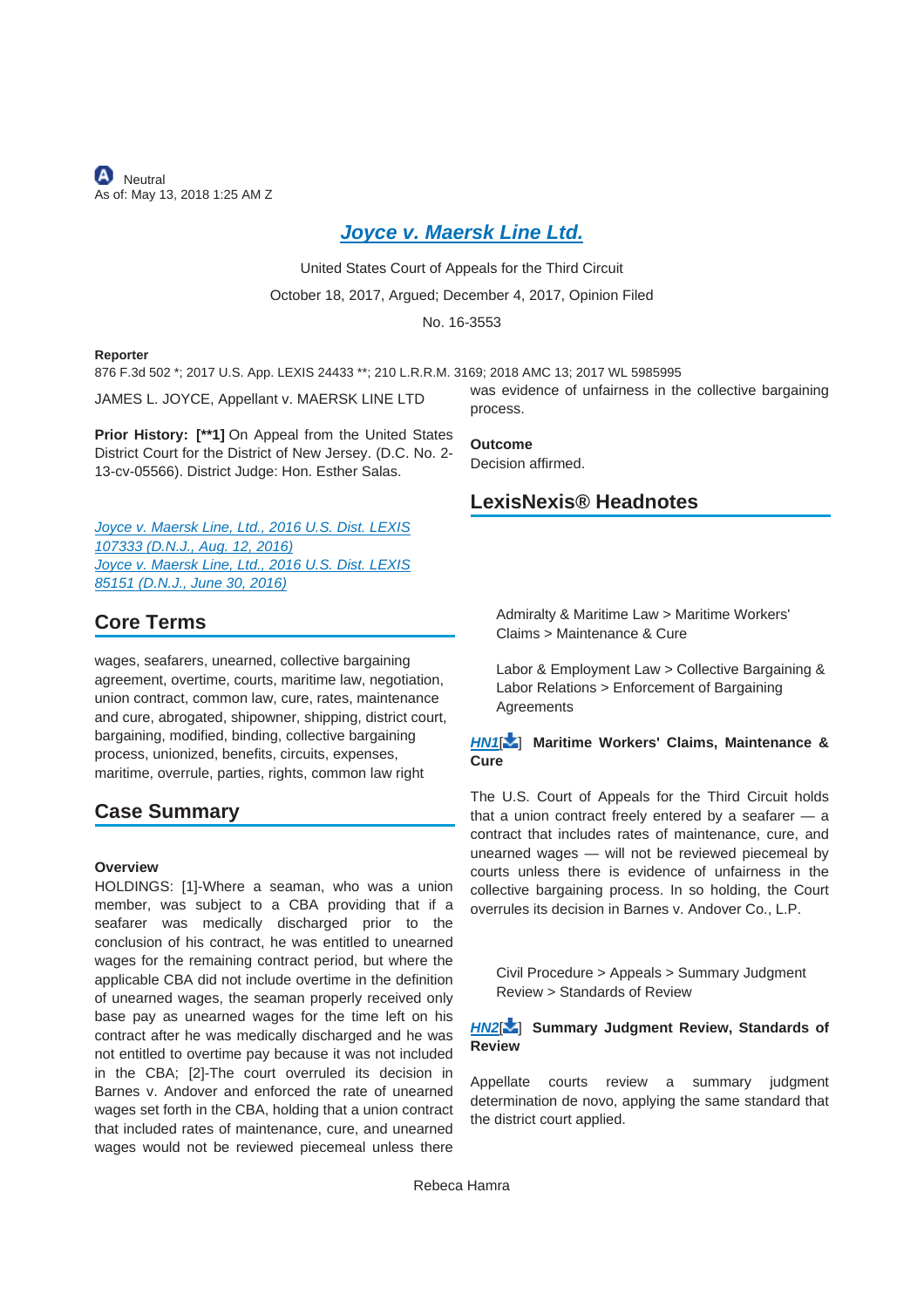Neutral
As of: May 13, 2018 1:25 AM Z

# Joyce v. Maersk Line Ltd.

United States Court of Appeals for the Third Circuit

October 18, 2017, Argued; December 4, 2017, Opinion Filed

No. 16-3553

**Reporter**

876 F.3d 502 *; 2017 U.S. App. LEXIS 24433 **; 210 L.R.R.M. 3169; 2018 AMC 13; 2017 WL 5985995

JAMES L. JOYCE, Appellant v. MAERSK LINE LTD

**Prior History: [**1]** On Appeal from the United States District Court for the District of New Jersey. (D.C. No. 2-13-cv-05566). District Judge: Hon. Esther Salas.

*Joyce v. Maersk Line, Ltd., 2016 U.S. Dist. LEXIS 107333 (D.N.J., Aug. 12, 2016)*
*Joyce v. Maersk Line, Ltd., 2016 U.S. Dist. LEXIS 85151 (D.N.J., June 30, 2016)*

## Core Terms

wages, seafarers, unearned, collective bargaining agreement, overtime, courts, maritime law, negotiation, union contract, common law, cure, rates, maintenance and cure, abrogated, shipowner, shipping, district court, bargaining, modified, binding, collective bargaining process, unionized, benefits, circuits, expenses, maritime, overrule, parties, rights, common law right

## Case Summary

**Overview**

HOLDINGS: [1]-Where a seaman, who was a union member, was subject to a CBA providing that if a seafarer was medically discharged prior to the conclusion of his contract, he was entitled to unearned wages for the remaining contract period, but where the applicable CBA did not include overtime in the definition of unearned wages, the seaman properly received only base pay as unearned wages for the time left on his contract after he was medically discharged and he was not entitled to overtime pay because it was not included in the CBA; [2]-The court overruled its decision in Barnes v. Andover and enforced the rate of unearned wages set forth in the CBA, holding that a union contract that included rates of maintenance, cure, and unearned wages would not be reviewed piecemeal unless there was evidence of unfairness in the collective bargaining process.

**Outcome**

Decision affirmed.

## LexisNexis® Headnotes

Admiralty & Maritime Law > Maritime Workers' Claims > Maintenance & Cure

Labor & Employment Law > Collective Bargaining & Labor Relations > Enforcement of Bargaining Agreements

***HN1*[ ] Maritime Workers' Claims, Maintenance & Cure**

The U.S. Court of Appeals for the Third Circuit holds that a union contract freely entered by a seafarer — a contract that includes rates of maintenance, cure, and unearned wages — will not be reviewed piecemeal by courts unless there is evidence of unfairness in the collective bargaining process. In so holding, the Court overrules its decision in Barnes v. Andover Co., L.P.

Civil Procedure > Appeals > Summary Judgment Review > Standards of Review

***HN2*[ ] Summary Judgment Review, Standards of Review**

Appellate courts review a summary judgment determination de novo, applying the same standard that the district court applied.

Rebeca Hamra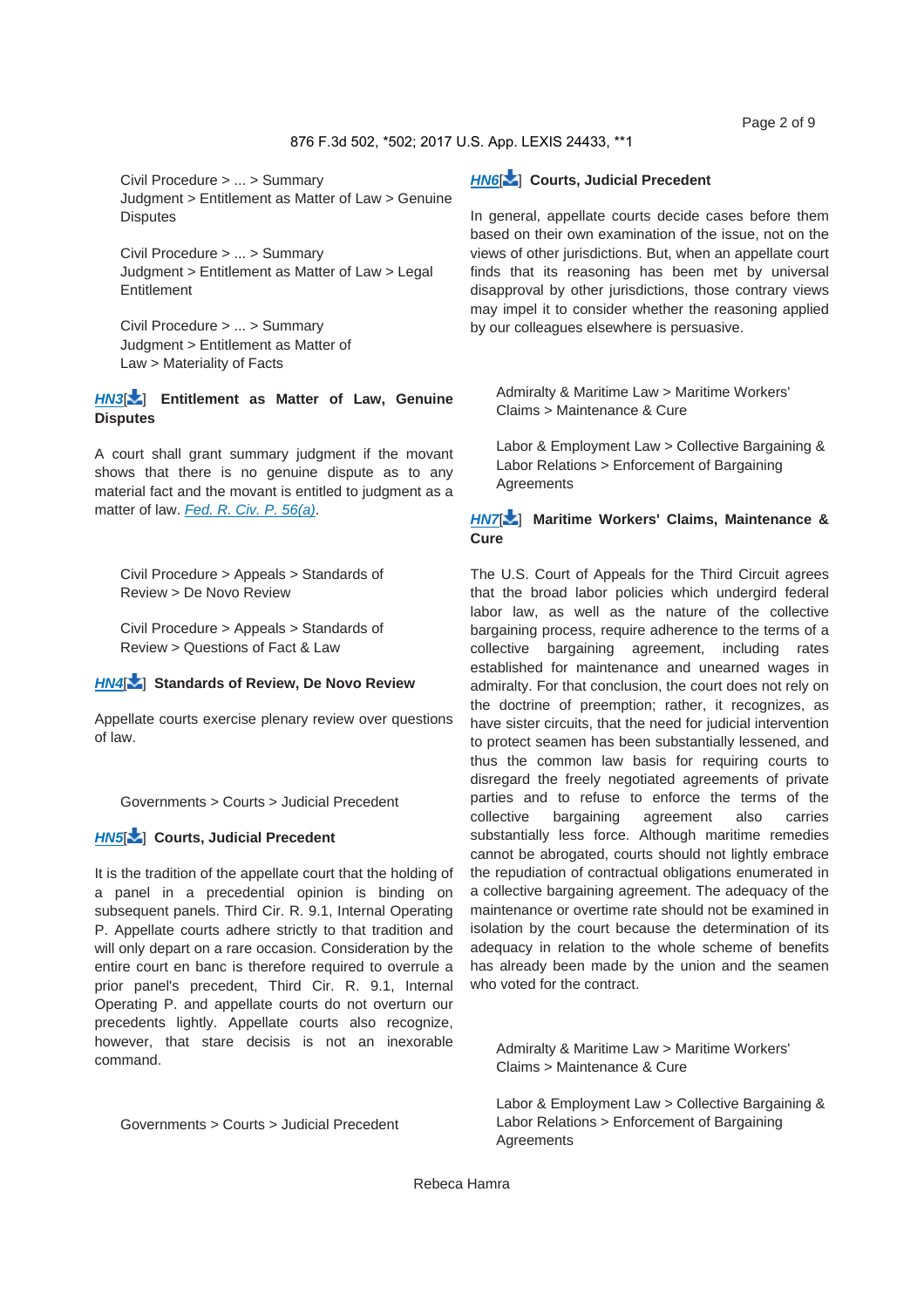Civil Procedure > ... > Summary Judgment > Entitlement as Matter of Law > Genuine Disputes

Civil Procedure > ... > Summary Judgment > Entitlement as Matter of Law > Legal Entitlement

Civil Procedure > ... > Summary Judgment > Entitlement as Matter of Law > Materiality of Facts

**HN3[] Entitlement as Matter of Law, Genuine Disputes**

A court shall grant summary judgment if the movant shows that there is no genuine dispute as to any material fact and the movant is entitled to judgment as a matter of law. Fed. R. Civ. P. 56(a).

Civil Procedure > Appeals > Standards of Review > De Novo Review

Civil Procedure > Appeals > Standards of Review > Questions of Fact & Law

**HN4[] Standards of Review, De Novo Review**

Appellate courts exercise plenary review over questions of law.

Governments > Courts > Judicial Precedent

**HN5[] Courts, Judicial Precedent**

It is the tradition of the appellate court that the holding of a panel in a precedential opinion is binding on subsequent panels. Third Cir. R. 9.1, Internal Operating P. Appellate courts adhere strictly to that tradition and will only depart on a rare occasion. Consideration by the entire court en banc is therefore required to overrule a prior panel's precedent, Third Cir. R. 9.1, Internal Operating P. and appellate courts do not overturn our precedents lightly. Appellate courts also recognize, however, that stare decisis is not an inexorable command.

Governments > Courts > Judicial Precedent

**HN6[] Courts, Judicial Precedent**

In general, appellate courts decide cases before them based on their own examination of the issue, not on the views of other jurisdictions. But, when an appellate court finds that its reasoning has been met by universal disapproval by other jurisdictions, those contrary views may impel it to consider whether the reasoning applied by our colleagues elsewhere is persuasive.

Admiralty & Maritime Law > Maritime Workers' Claims > Maintenance & Cure

Labor & Employment Law > Collective Bargaining & Labor Relations > Enforcement of Bargaining Agreements

**HN7[] Maritime Workers' Claims, Maintenance & Cure**

The U.S. Court of Appeals for the Third Circuit agrees that the broad labor policies which undergird federal labor law, as well as the nature of the collective bargaining process, require adherence to the terms of a collective bargaining agreement, including rates established for maintenance and unearned wages in admiralty. For that conclusion, the court does not rely on the doctrine of preemption; rather, it recognizes, as have sister circuits, that the need for judicial intervention to protect seamen has been substantially lessened, and thus the common law basis for requiring courts to disregard the freely negotiated agreements of private parties and to refuse to enforce the terms of the collective bargaining agreement also carries substantially less force. Although maritime remedies cannot be abrogated, courts should not lightly embrace the repudiation of contractual obligations enumerated in a collective bargaining agreement. The adequacy of the maintenance or overtime rate should not be examined in isolation by the court because the determination of its adequacy in relation to the whole scheme of benefits has already been made by the union and the seamen who voted for the contract.

Admiralty & Maritime Law > Maritime Workers' Claims > Maintenance & Cure

Labor & Employment Law > Collective Bargaining & Labor Relations > Enforcement of Bargaining Agreements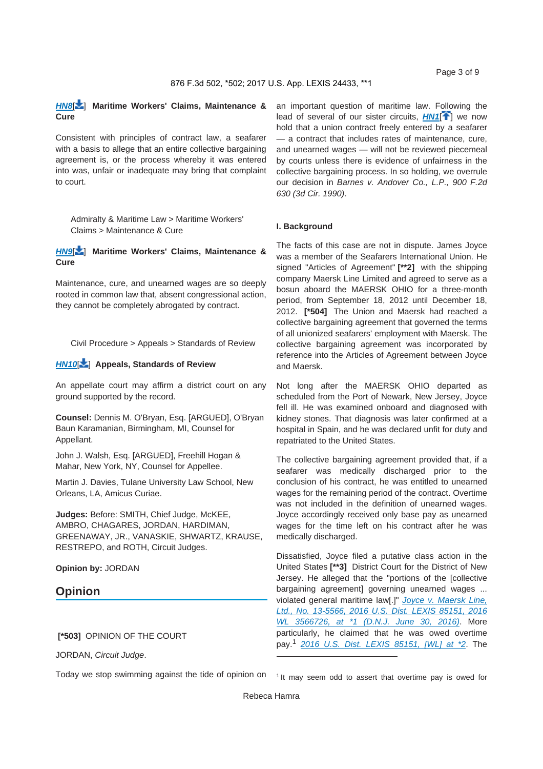**HN8** Maritime Workers' Claims, Maintenance & Cure

Consistent with principles of contract law, a seafarer with a basis to allege that an entire collective bargaining agreement is, or the process whereby it was entered into was, unfair or inadequate may bring that complaint to court.

Admiralty & Maritime Law > Maritime Workers' Claims > Maintenance & Cure

**HN9** Maritime Workers' Claims, Maintenance & Cure

Maintenance, cure, and unearned wages are so deeply rooted in common law that, absent congressional action, they cannot be completely abrogated by contract.

Civil Procedure > Appeals > Standards of Review

**HN10** Appeals, Standards of Review

An appellate court may affirm a district court on any ground supported by the record.

**Counsel:** Dennis M. O'Bryan, Esq. [ARGUED], O'Bryan Baun Karamanian, Birmingham, MI, Counsel for Appellant.

John J. Walsh, Esq. [ARGUED], Freehill Hogan & Mahar, New York, NY, Counsel for Appellee.

Martin J. Davies, Tulane University Law School, New Orleans, LA, Amicus Curiae.

**Judges:** Before: SMITH, Chief Judge, McKEE, AMBRO, CHAGARES, JORDAN, HARDIMAN, GREENAWAY, JR., VANASKIE, SHWARTZ, KRAUSE, RESTREPO, and ROTH, Circuit Judges.

**Opinion by:** JORDAN

## Opinion

**[*503]** OPINION OF THE COURT

JORDAN, *Circuit Judge*.

Today we stop swimming against the tide of opinion on an important question of maritime law. Following the lead of several of our sister circuits, **HN1** we now hold that a union contract freely entered by a seafarer — a contract that includes rates of maintenance, cure, and unearned wages — will not be reviewed piecemeal by courts unless there is evidence of unfairness in the collective bargaining process. In so holding, we overrule our decision in *Barnes v. Andover Co., L.P., 900 F.2d 630 (3d Cir. 1990)*.

### I. Background

The facts of this case are not in dispute. James Joyce was a member of the Seafarers International Union. He signed "Articles of Agreement" **[**2]** with the shipping company Maersk Line Limited and agreed to serve as a bosun aboard the MAERSK OHIO for a three-month period, from September 18, 2012 until December 18, 2012. **[*504]** The Union and Maersk had reached a collective bargaining agreement that governed the terms of all unionized seafarers' employment with Maersk. The collective bargaining agreement was incorporated by reference into the Articles of Agreement between Joyce and Maersk.

Not long after the MAERSK OHIO departed as scheduled from the Port of Newark, New Jersey, Joyce fell ill. He was examined onboard and diagnosed with kidney stones. That diagnosis was later confirmed at a hospital in Spain, and he was declared unfit for duty and repatriated to the United States.

The collective bargaining agreement provided that, if a seafarer was medically discharged prior to the conclusion of his contract, he was entitled to unearned wages for the remaining period of the contract. Overtime was not included in the definition of unearned wages. Joyce accordingly received only base pay as unearned wages for the time left on his contract after he was medically discharged.

Dissatisfied, Joyce filed a putative class action in the United States **[**3]** District Court for the District of New Jersey. He alleged that the "portions of the [collective bargaining agreement] governing unearned wages ... violated general maritime law[.]" *Joyce v. Maersk Line, Ltd., No. 13-5566, 2016 U.S. Dist. LEXIS 85151, 2016 WL 3566726, at *1 (D.N.J. June 30, 2016)*. More particularly, he claimed that he was owed overtime pay.[1] *2016 U.S. Dist. LEXIS 85151, [WL] at *2*. The

[1] It may seem odd to assert that overtime pay is owed for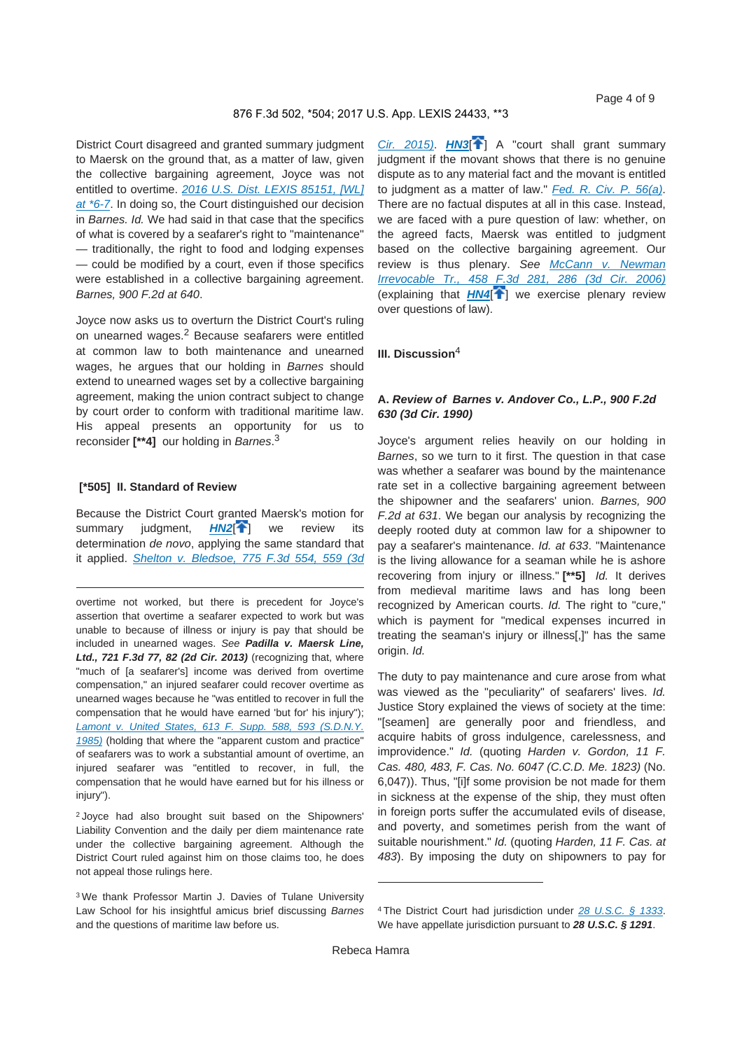District Court disagreed and granted summary judgment to Maersk on the ground that, as a matter of law, given the collective bargaining agreement, Joyce was not entitled to overtime. *2016 U.S. Dist. LEXIS 85151, [WL] at *6-7*. In doing so, the Court distinguished our decision in *Barnes*. *Id.* We had said in that case that the specifics of what is covered by a seafarer's right to "maintenance" — traditionally, the right to food and lodging expenses — could be modified by a court, even if those specifics were established in a collective bargaining agreement. *Barnes, 900 F.2d at 640*.

Joyce now asks us to overturn the District Court's ruling on unearned wages.[2] Because seafarers were entitled at common law to both maintenance and unearned wages, he argues that our holding in *Barnes* should extend to unearned wages set by a collective bargaining agreement, making the union contract subject to change by court order to conform with traditional maritime law. His appeal presents an opportunity for us to reconsider **[**4]** our holding in *Barnes*.[3]

## [*505] II. Standard of Review

Because the District Court granted Maersk's motion for summary judgment, **HN2** we review its determination *de novo*, applying the same standard that it applied. *Shelton v. Bledsoe, 775 F.3d 554, 559 (3d Cir. 2015)*. **HN3** A "court shall grant summary judgment if the movant shows that there is no genuine dispute as to any material fact and the movant is entitled to judgment as a matter of law." *Fed. R. Civ. P. 56(a)*. There are no factual disputes at all in this case. Instead, we are faced with a pure question of law: whether, on the agreed facts, Maersk was entitled to judgment based on the collective bargaining agreement. Our review is thus plenary. *See McCann v. Newman Irrevocable Tr., 458 F.3d 281, 286 (3d Cir. 2006)* (explaining that **HN4** we exercise plenary review over questions of law).

## III. Discussion[4]

### A. *Review of Barnes v. Andover Co., L.P., 900 F.2d 630 (3d Cir. 1990)*

Joyce's argument relies heavily on our holding in *Barnes*, so we turn to it first. The question in that case was whether a seafarer was bound by the maintenance rate set in a collective bargaining agreement between the shipowner and the seafarers' union. *Barnes, 900 F.2d at 631*. We began our analysis by recognizing the deeply rooted duty at common law for a shipowner to pay a seafarer's maintenance. *Id. at 633*. "Maintenance is the living allowance for a seaman while he is ashore recovering from injury or illness." **[**5]** *Id.* It derives from medieval maritime laws and has long been recognized by American courts. *Id.* The right to "cure," which is payment for "medical expenses incurred in treating the seaman's injury or illness[,]" has the same origin. *Id.*

The duty to pay maintenance and cure arose from what was viewed as the "peculiarity" of seafarers' lives. *Id.* Justice Story explained the views of society at the time: "[seamen] are generally poor and friendless, and acquire habits of gross indulgence, carelessness, and improvidence." *Id.* (quoting *Harden v. Gordon, 11 F. Cas. 480, 483, F. Cas. No. 6047 (C.C.D. Me. 1823)* (No. 6,047)). Thus, "[i]f some provision be not made for them in sickness at the expense of the ship, they must often in foreign ports suffer the accumulated evils of disease, and poverty, and sometimes perish from the want of suitable nourishment." *Id.* (quoting *Harden, 11 F. Cas. at 483*). By imposing the duty on shipowners to pay for

---

overtime not worked, but there is precedent for Joyce's assertion that overtime a seafarer expected to work but was unable to because of illness or injury is pay that should be included in unearned wages. *See* ***Padilla v. Maersk Line, Ltd., 721 F.3d 77, 82 (2d Cir. 2013)*** (recognizing that, where "much of [a seafarer's] income was derived from overtime compensation," an injured seafarer could recover overtime as unearned wages because he "was entitled to recover in full the compensation that he would have earned 'but for' his injury"); *Lamont v. United States, 613 F. Supp. 588, 593 (S.D.N.Y. 1985)* (holding that where the "apparent custom and practice" of seafarers was to work a substantial amount of overtime, an injured seafarer was "entitled to recover, in full, the compensation that he would have earned but for his illness or injury").

[2] Joyce had also brought suit based on the Shipowners' Liability Convention and the daily per diem maintenance rate under the collective bargaining agreement. Although the District Court ruled against him on those claims too, he does not appeal those rulings here.

[3] We thank Professor Martin J. Davies of Tulane University Law School for his insightful amicus brief discussing *Barnes* and the questions of maritime law before us.

[4] The District Court had jurisdiction under *28 U.S.C. § 1333*. We have appellate jurisdiction pursuant to ***28 U.S.C. § 1291***.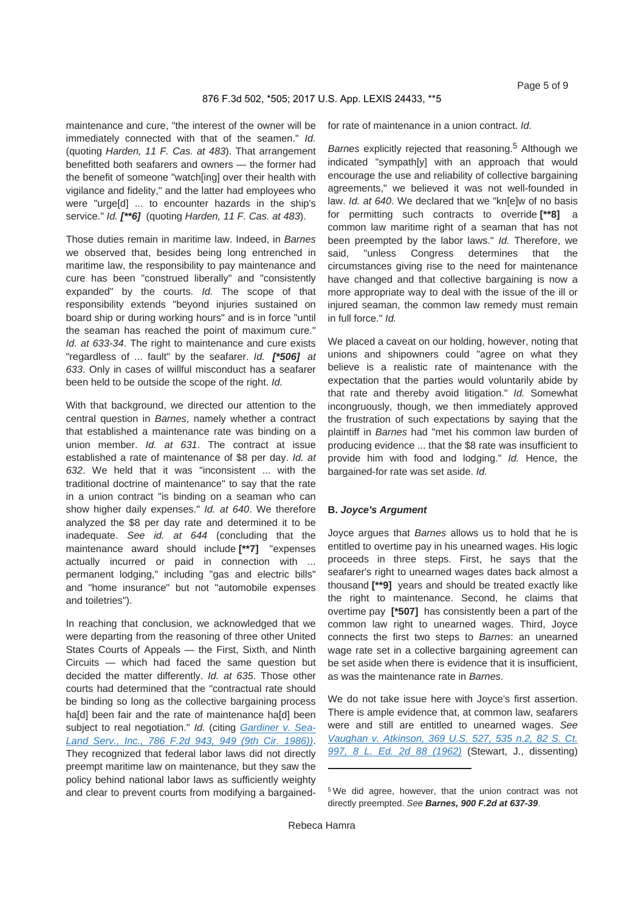maintenance and cure, "the interest of the owner will be immediately connected with that of the seamen." *Id.* (quoting *Harden, 11 F. Cas. at 483*). That arrangement benefitted both seafarers and owners — the former had the benefit of someone "watch[ing] over their health with vigilance and fidelity," and the latter had employees who were "urge[d] ... to encounter hazards in the ship's service." *Id.* ***[\*\*6]*** (quoting *Harden, 11 F. Cas. at 483*).

Those duties remain in maritime law. Indeed, in *Barnes* we observed that, besides being long entrenched in maritime law, the responsibility to pay maintenance and cure has been "construed liberally" and "consistently expanded" by the courts. *Id.* The scope of that responsibility extends "beyond injuries sustained on board ship or during working hours" and is in force "until the seaman has reached the point of maximum cure." *Id. at 633-34*. The right to maintenance and cure exists "regardless of ... fault" by the seafarer. *Id.* ***[\*506]*** *at 633*. Only in cases of willful misconduct has a seafarer been held to be outside the scope of the right. *Id.*

With that background, we directed our attention to the central question in *Barnes*, namely whether a contract that established a maintenance rate was binding on a union member. *Id. at 631*. The contract at issue established a rate of maintenance of $8 per day. *Id. at 632*. We held that it was "inconsistent ... with the traditional doctrine of maintenance" to say that the rate in a union contract "is binding on a seaman who can show higher daily expenses." *Id. at 640*. We therefore analyzed the $8 per day rate and determined it to be inadequate. *See id. at 644* (concluding that the maintenance award should include **[\*\*7]** "expenses actually incurred or paid in connection with ... permanent lodging," including "gas and electric bills" and "home insurance" but not "automobile expenses and toiletries").

In reaching that conclusion, we acknowledged that we were departing from the reasoning of three other United States Courts of Appeals — the First, Sixth, and Ninth Circuits — which had faced the same question but decided the matter differently. *Id. at 635*. Those other courts had determined that the "contractual rate should be binding so long as the collective bargaining process ha[d] been fair and the rate of maintenance ha[d] been subject to real negotiation." *Id.* (citing Gardiner v. Sea-Land Serv., Inc., 786 F.2d 943, 949 (9th Cir. 1986)). They recognized that federal labor laws did not directly preempt maritime law on maintenance, but they saw the policy behind national labor laws as sufficiently weighty and clear to prevent courts from modifying a bargained-for rate of maintenance in a union contract. *Id.*

*Barnes* explicitly rejected that reasoning.[5] Although we indicated "sympath[y] with an approach that would encourage the use and reliability of collective bargaining agreements," we believed it was not well-founded in law. *Id. at 640*. We declared that we "kn[e]w of no basis for permitting such contracts to override **[\*\*8]** a common law maritime right of a seaman that has not been preempted by the labor laws." *Id.* Therefore, we said, "unless Congress determines that the circumstances giving rise to the need for maintenance have changed and that collective bargaining is now a more appropriate way to deal with the issue of the ill or injured seaman, the common law remedy must remain in full force." *Id.*

We placed a caveat on our holding, however, noting that unions and shipowners could "agree on what they believe is a realistic rate of maintenance with the expectation that the parties would voluntarily abide by that rate and thereby avoid litigation." *Id.* Somewhat incongruously, though, we then immediately approved the frustration of such expectations by saying that the plaintiff in *Barnes* had "met his common law burden of producing evidence ... that the $8 rate was insufficient to provide him with food and lodging." *Id.* Hence, the bargained-for rate was set aside. *Id.*

### B. *Joyce's Argument*

Joyce argues that *Barnes* allows us to hold that he is entitled to overtime pay in his unearned wages. His logic proceeds in three steps. First, he says that the seafarer's right to unearned wages dates back almost a thousand **[\*\*9]** years and should be treated exactly like the right to maintenance. Second, he claims that overtime pay **[\*507]** has consistently been a part of the common law right to unearned wages. Third, Joyce connects the first two steps to *Barnes*: an unearned wage rate set in a collective bargaining agreement can be set aside when there is evidence that it is insufficient, as was the maintenance rate in *Barnes*.

We do not take issue here with Joyce's first assertion. There is ample evidence that, at common law, seafarers were and still are entitled to unearned wages. *See* Vaughan v. Atkinson, 369 U.S. 527, 535 n.2, 82 S. Ct. 997, 8 L. Ed. 2d 88 (1962) (Stewart, J., dissenting)

---

[5] We did agree, however, that the union contract was not directly preempted. *See* **Barnes, 900 F.2d at 637-39**.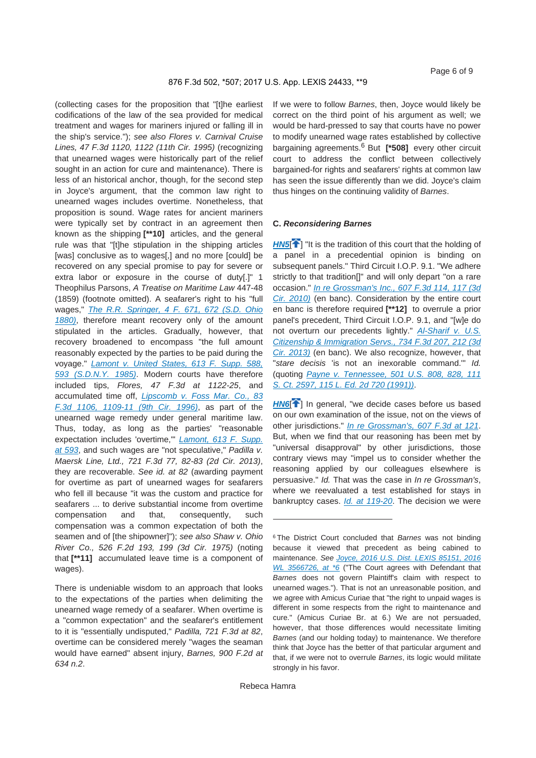(collecting cases for the proposition that "[t]he earliest codifications of the law of the sea provided for medical treatment and wages for mariners injured or falling ill in the ship's service."); *see also Flores v. Carnival Cruise Lines, 47 F.3d 1120, 1122 (11th Cir. 1995)* (recognizing that unearned wages were historically part of the relief sought in an action for cure and maintenance). There is less of an historical anchor, though, for the second step in Joyce's argument, that the common law right to unearned wages includes overtime. Nonetheless, that proposition is sound. Wage rates for ancient mariners were typically set by contract in an agreement then known as the shipping **[**10]** articles, and the general rule was that "[t]he stipulation in the shipping articles [was] conclusive as to wages[,] and no more [could] be recovered on any special promise to pay for severe or extra labor or exposure in the course of duty[.]" 1 Theophilus Parsons, *A Treatise on Maritime Law* 447-48 (1859) (footnote omitted). A seafarer's right to his "full wages," *The R.R. Springer, 4 F. 671, 672 (S.D. Ohio 1880)*, therefore meant recovery only of the amount stipulated in the articles. Gradually, however, that recovery broadened to encompass "the full amount reasonably expected by the parties to be paid during the voyage." *Lamont v. United States, 613 F. Supp. 588, 593 (S.D.N.Y. 1985)*. Modern courts have therefore included tips, *Flores, 47 F.3d at 1122-25*, and accumulated time off, *Lipscomb v. Foss Mar. Co., 83 F.3d 1106, 1109-11 (9th Cir. 1996)*, as part of the unearned wage remedy under general maritime law. Thus, today, as long as the parties' "reasonable expectation includes 'overtime,'" *Lamont, 613 F. Supp. at 593*, and such wages are "not speculative," *Padilla v. Maersk Line, Ltd., 721 F.3d 77, 82-83 (2d Cir. 2013)*, they are recoverable. *See id. at 82* (awarding payment for overtime as part of unearned wages for seafarers who fell ill because "it was the custom and practice for seafarers ... to derive substantial income from overtime compensation and that, consequently, such compensation was a common expectation of both the seamen and of [the shipowner]"); *see also Shaw v. Ohio River Co., 526 F.2d 193, 199 (3d Cir. 1975)* (noting that **[**11]** accumulated leave time is a component of wages).

There is undeniable wisdom to an approach that looks to the expectations of the parties when delimiting the unearned wage remedy of a seafarer. When overtime is a "common expectation" and the seafarer's entitlement to it is "essentially undisputed," *Padilla, 721 F.3d at 82*, overtime can be considered merely "wages the seaman would have earned" absent injury, *Barnes, 900 F.2d at 634 n.2*.

If we were to follow *Barnes*, then, Joyce would likely be correct on the third point of his argument as well; we would be hard-pressed to say that courts have no power to modify unearned wage rates established by collective bargaining agreements.[6] But **[*508]** every other circuit court to address the conflict between collectively bargained-for rights and seafarers' rights at common law has seen the issue differently than we did. Joyce's claim thus hinges on the continuing validity of *Barnes*.

### C. *Reconsidering Barnes*

HN5 "It is the tradition of this court that the holding of a panel in a precedential opinion is binding on subsequent panels." Third Circuit I.O.P. 9.1. "We adhere strictly to that tradition[]" and will only depart "on a rare occasion." *In re Grossman's Inc., 607 F.3d 114, 117 (3d Cir. 2010)* (en banc). Consideration by the entire court en banc is therefore required **[**12]** to overrule a prior panel's precedent, Third Circuit I.O.P. 9.1, and "[w]e do not overturn our precedents lightly." *Al-Sharif v. U.S. Citizenship & Immigration Servs., 734 F.3d 207, 212 (3d Cir. 2013)* (en banc). We also recognize, however, that "*stare decisis* 'is not an inexorable command.'" *Id.* (quoting *Payne v. Tennessee, 501 U.S. 808, 828, 111 S. Ct. 2597, 115 L. Ed. 2d 720 (1991)*).

HN6 In general, "we decide cases before us based on our own examination of the issue, not on the views of other jurisdictions." *In re Grossman's, 607 F.3d at 121*. But, when we find that our reasoning has been met by "universal disapproval" by other jurisdictions, those contrary views may "impel us to consider whether the reasoning applied by our colleagues elsewhere is persuasive." *Id.* That was the case in *In re Grossman's*, where we reevaluated a test established for stays in bankruptcy cases. *Id. at 119-20*. The decision we were

---

[6] The District Court concluded that *Barnes* was not binding because it viewed that precedent as being cabined to maintenance. *See Joyce, 2016 U.S. Dist. LEXIS 85151, 2016 WL 3566726, at *6* ("The Court agrees with Defendant that *Barnes* does not govern Plaintiff's claim with respect to unearned wages."). That is not an unreasonable position, and we agree with Amicus Curiae that "the right to unpaid wages is different in some respects from the right to maintenance and cure." (Amicus Curiae Br. at 6.) We are not persuaded, however, that those differences would necessitate limiting *Barnes* (and our holding today) to maintenance. We therefore think that Joyce has the better of that particular argument and that, if we were not to overrule *Barnes*, its logic would militate strongly in his favor.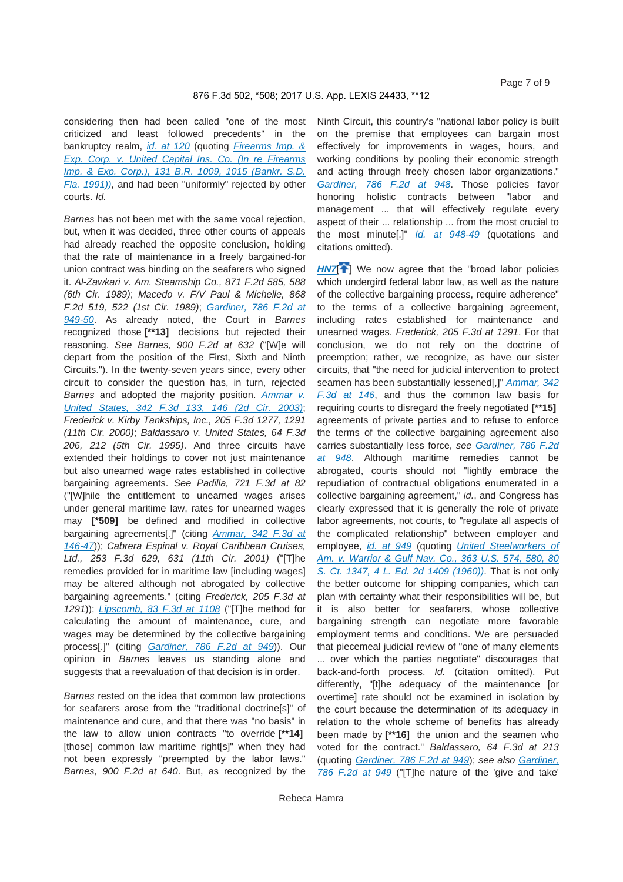considering then had been called "one of the most criticized and least followed precedents" in the bankruptcy realm, *id. at 120* (quoting *Firearms Imp. & Exp. Corp. v. United Capital Ins. Co. (In re Firearms Imp. & Exp. Corp.), 131 B.R. 1009, 1015 (Bankr. S.D. Fla. 1991)*), and had been "uniformly" rejected by other courts. *Id.*

*Barnes* has not been met with the same vocal rejection, but, when it was decided, three other courts of appeals had already reached the opposite conclusion, holding that the rate of maintenance in a freely bargained-for union contract was binding on the seafarers who signed it. *Al-Zawkari v. Am. Steamship Co., 871 F.2d 585, 588 (6th Cir. 1989)*; *Macedo v. F/V Paul & Michelle, 868 F.2d 519, 522 (1st Cir. 1989)*; *Gardiner, 786 F.2d at 949-50*. As already noted, the Court in *Barnes* recognized those **[**13]** decisions but rejected their reasoning. *See Barnes, 900 F.2d at 632* ("[W]e will depart from the position of the First, Sixth and Ninth Circuits."). In the twenty-seven years since, every other circuit to consider the question has, in turn, rejected *Barnes* and adopted the majority position. *Ammar v. United States, 342 F.3d 133, 146 (2d Cir. 2003)*; *Frederick v. Kirby Tankships, Inc., 205 F.3d 1277, 1291 (11th Cir. 2000)*; *Baldassaro v. United States, 64 F.3d 206, 212 (5th Cir. 1995)*. And three circuits have extended their holdings to cover not just maintenance but also unearned wage rates established in collective bargaining agreements. *See Padilla, 721 F.3d at 82* ("[W]hile the entitlement to unearned wages arises under general maritime law, rates for unearned wages may **[*509]** be defined and modified in collective bargaining agreements[.]" (citing *Ammar, 342 F.3d at 146-47*)); *Cabrera Espinal v. Royal Caribbean Cruises, Ltd., 253 F.3d 629, 631 (11th Cir. 2001)* ("[T]he remedies provided for in maritime law [including wages] may be altered although not abrogated by collective bargaining agreements." (citing *Frederick, 205 F.3d at 1291*)); *Lipscomb, 83 F.3d at 1108* ("[T]he method for calculating the amount of maintenance, cure, and wages may be determined by the collective bargaining process[.]" (citing *Gardiner, 786 F.2d at 949*)). Our opinion in *Barnes* leaves us standing alone and suggests that a reevaluation of that decision is in order.

*Barnes* rested on the idea that common law protections for seafarers arose from the "traditional doctrine[s]" of maintenance and cure, and that there was "no basis" in the law to allow union contracts "to override **[**14]** [those] common law maritime right[s]" when they had not been expressly "preempted by the labor laws." *Barnes, 900 F.2d at 640*. But, as recognized by the Ninth Circuit, this country's "national labor policy is built on the premise that employees can bargain most effectively for improvements in wages, hours, and working conditions by pooling their economic strength and acting through freely chosen labor organizations." *Gardiner, 786 F.2d at 948*. Those policies favor honoring holistic contracts between "labor and management ... that will effectively regulate every aspect of their ... relationship ... from the most crucial to the most minute[.]" *Id. at 948-49* (quotations and citations omitted).

**HN7** We now agree that the "broad labor policies which undergird federal labor law, as well as the nature of the collective bargaining process, require adherence" to the terms of a collective bargaining agreement, including rates established for maintenance and unearned wages. *Frederick, 205 F.3d at 1291*. For that conclusion, we do not rely on the doctrine of preemption; rather, we recognize, as have our sister circuits, that "the need for judicial intervention to protect seamen has been substantially lessened[,]" *Ammar, 342 F.3d at 146*, and thus the common law basis for requiring courts to disregard the freely negotiated **[**15]** agreements of private parties and to refuse to enforce the terms of the collective bargaining agreement also carries substantially less force, *see Gardiner, 786 F.2d at 948*. Although maritime remedies cannot be abrogated, courts should not "lightly embrace the repudiation of contractual obligations enumerated in a collective bargaining agreement," *id.*, and Congress has clearly expressed that it is generally the role of private labor agreements, not courts, to "regulate all aspects of the complicated relationship" between employer and employee, *id. at 949* (quoting *United Steelworkers of Am. v. Warrior & Gulf Nav. Co., 363 U.S. 574, 580, 80 S. Ct. 1347, 4 L. Ed. 2d 1409 (1960)*). That is not only the better outcome for shipping companies, which can plan with certainty what their responsibilities will be, but it is also better for seafarers, whose collective bargaining strength can negotiate more favorable employment terms and conditions. We are persuaded that piecemeal judicial review of "one of many elements ... over which the parties negotiate" discourages that back-and-forth process. *Id.* (citation omitted). Put differently, "[t]he adequacy of the maintenance [or overtime] rate should not be examined in isolation by the court because the determination of its adequacy in relation to the whole scheme of benefits has already been made by **[**16]** the union and the seamen who voted for the contract." *Baldassaro, 64 F.3d at 213* (quoting *Gardiner, 786 F.2d at 949*); *see also Gardiner, 786 F.2d at 949* ("[T]he nature of the 'give and take'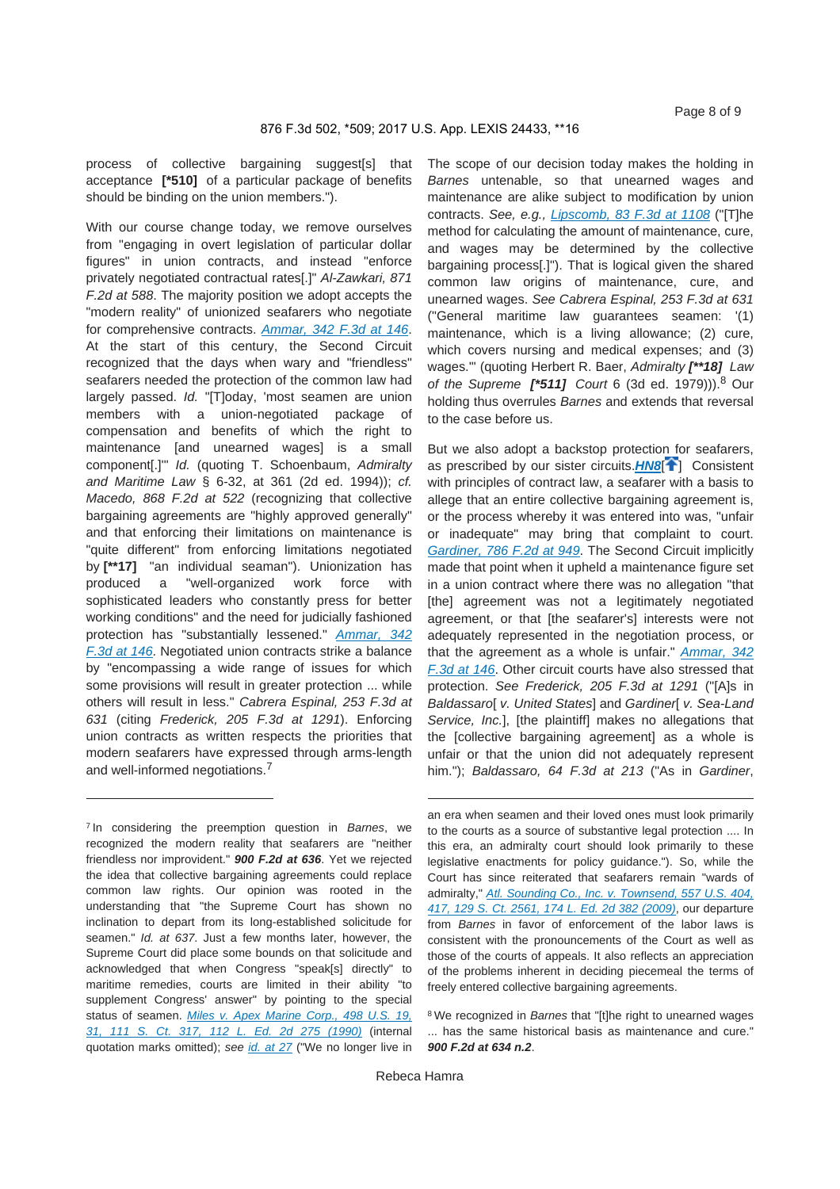process of collective bargaining suggest[s] that acceptance **[*510]** of a particular package of benefits should be binding on the union members.").

With our course change today, we remove ourselves from "engaging in overt legislation of particular dollar figures" in union contracts, and instead "enforce privately negotiated contractual rates[.]" *Al-Zawkari, 871 F.2d at 588*. The majority position we adopt accepts the "modern reality" of unionized seafarers who negotiate for comprehensive contracts. *Ammar, 342 F.3d at 146*. At the start of this century, the Second Circuit recognized that the days when wary and "friendless" seafarers needed the protection of the common law had largely passed. *Id.* "[T]oday, 'most seamen are union members with a union-negotiated package of compensation and benefits of which the right to maintenance [and unearned wages] is a small component[.]'" *Id.* (quoting T. Schoenbaum, *Admiralty and Maritime Law* § 6-32, at 361 (2d ed. 1994)); *cf. Macedo, 868 F.2d at 522* (recognizing that collective bargaining agreements are "highly approved generally" and that enforcing their limitations on maintenance is "quite different" from enforcing limitations negotiated by **[**17]** "an individual seaman"). Unionization has produced a "well-organized work force with sophisticated leaders who constantly press for better working conditions" and the need for judicially fashioned protection has "substantially lessened." *Ammar, 342 F.3d at 146*. Negotiated union contracts strike a balance by "encompassing a wide range of issues for which some provisions will result in greater protection ... while others will result in less." *Cabrera Espinal, 253 F.3d at 631* (citing *Frederick, 205 F.3d at 1291*). Enforcing union contracts as written respects the priorities that modern seafarers have expressed through arms-length and well-informed negotiations.[7]

The scope of our decision today makes the holding in *Barnes* untenable, so that unearned wages and maintenance are alike subject to modification by union contracts. *See, e.g., Lipscomb, 83 F.3d at 1108* ("[T]he method for calculating the amount of maintenance, cure, and wages may be determined by the collective bargaining process[.]"). That is logical given the shared common law origins of maintenance, cure, and unearned wages. *See Cabrera Espinal, 253 F.3d at 631* ("General maritime law guarantees seamen: '(1) maintenance, which is a living allowance; (2) cure, which covers nursing and medical expenses; and (3) wages.'" (quoting Herbert R. Baer, *Admiralty* **[**18]** *Law of the Supreme* **[*511]** *Court* 6 (3d ed. 1979))).[8] Our holding thus overrules *Barnes* and extends that reversal to the case before us.

But we also adopt a backstop protection for seafarers, as prescribed by our sister circuits.**HN8** Consistent with principles of contract law, a seafarer with a basis to allege that an entire collective bargaining agreement is, or the process whereby it was entered into was, "unfair or inadequate" may bring that complaint to court. *Gardiner, 786 F.2d at 949*. The Second Circuit implicitly made that point when it upheld a maintenance figure set in a union contract where there was no allegation "that [the] agreement was not a legitimately negotiated agreement, or that [the seafarer's] interests were not adequately represented in the negotiation process, or that the agreement as a whole is unfair." *Ammar, 342 F.3d at 146*. Other circuit courts have also stressed that protection. *See Frederick, 205 F.3d at 1291* ("[A]s in *Baldassaro*[ *v. United States*] and *Gardiner*[ *v. Sea-Land Service, Inc.*], [the plaintiff] makes no allegations that the [collective bargaining agreement] as a whole is unfair or that the union did not adequately represent him."); *Baldassaro, 64 F.3d at 213* ("As in *Gardiner*,

---

[7] In considering the preemption question in *Barnes*, we recognized the modern reality that seafarers are "neither friendless nor improvident." ***900 F.2d at 636***. Yet we rejected the idea that collective bargaining agreements could replace common law rights. Our opinion was rooted in the understanding that "the Supreme Court has shown no inclination to depart from its long-established solicitude for seamen." *Id. at 637*. Just a few months later, however, the Supreme Court did place some bounds on that solicitude and acknowledged that when Congress "speak[s] directly" to maritime remedies, courts are limited in their ability "to supplement Congress' answer" by pointing to the special status of seamen. *Miles v. Apex Marine Corp., 498 U.S. 19, 31, 111 S. Ct. 317, 112 L. Ed. 2d 275 (1990)* (internal quotation marks omitted); *see id. at 27* ("We no longer live in an era when seamen and their loved ones must look primarily to the courts as a source of substantive legal protection .... In this era, an admiralty court should look primarily to these legislative enactments for policy guidance."). So, while the Court has since reiterated that seafarers remain "wards of admiralty," *Atl. Sounding Co., Inc. v. Townsend, 557 U.S. 404, 417, 129 S. Ct. 2561, 174 L. Ed. 2d 382 (2009)*, our departure from *Barnes* in favor of enforcement of the labor laws is consistent with the pronouncements of the Court as well as those of the courts of appeals. It also reflects an appreciation of the problems inherent in deciding piecemeal the terms of freely entered collective bargaining agreements.

[8] We recognized in *Barnes* that "[t]he right to unearned wages ... has the same historical basis as maintenance and cure." ***900 F.2d at 634 n.2***.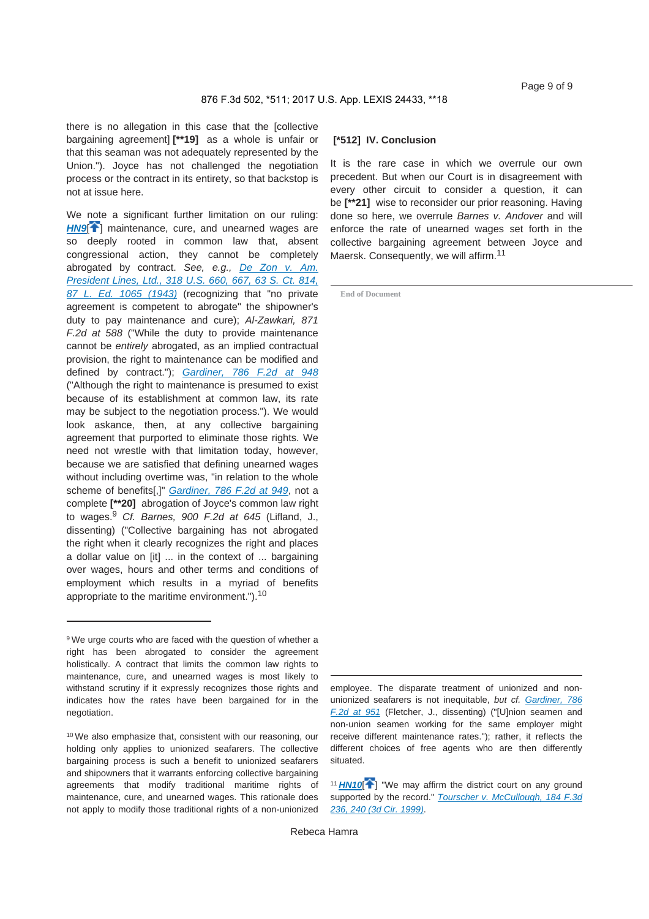there is no allegation in this case that the [collective bargaining agreement] **[\*\*19]** as a whole is unfair or that this seaman was not adequately represented by the Union."). Joyce has not challenged the negotiation process or the contract in its entirety, so that backstop is not at issue here.

We note a significant further limitation on our ruling: ***HN9***[] maintenance, cure, and unearned wages are so deeply rooted in common law that, absent congressional action, they cannot be completely abrogated by contract. *See, e.g.,* *De Zon v. Am. President Lines, Ltd., 318 U.S. 660, 667, 63 S. Ct. 814, 87 L. Ed. 1065 (1943)* (recognizing that "no private agreement is competent to abrogate" the shipowner's duty to pay maintenance and cure); *Al-Zawkari, 871 F.2d at 588* ("While the duty to provide maintenance cannot be *entirely* abrogated, as an implied contractual provision, the right to maintenance can be modified and defined by contract."); *Gardiner, 786 F.2d at 948* ("Although the right to maintenance is presumed to exist because of its establishment at common law, its rate may be subject to the negotiation process."). We would look askance, then, at any collective bargaining agreement that purported to eliminate those rights. We need not wrestle with that limitation today, however, because we are satisfied that defining unearned wages without including overtime was, "in relation to the whole scheme of benefits[,]" *Gardiner, 786 F.2d at 949*, not a complete **[\*\*20]** abrogation of Joyce's common law right to wages.[9] *Cf. Barnes, 900 F.2d at 645* (Lifland, J., dissenting) ("Collective bargaining has not abrogated the right when it clearly recognizes the right and places a dollar value on [it] ... in the context of ... bargaining over wages, hours and other terms and conditions of employment which results in a myriad of benefits appropriate to the maritime environment.").[10]

## **[\*512]** IV. Conclusion

It is the rare case in which we overrule our own precedent. But when our Court is in disagreement with every other circuit to consider a question, it can be **[\*\*21]** wise to reconsider our prior reasoning. Having done so here, we overrule *Barnes v. Andover* and will enforce the rate of unearned wages set forth in the collective bargaining agreement between Joyce and Maersk. Consequently, we will affirm.[11]

End of Document

---

[9] We urge courts who are faced with the question of whether a right has been abrogated to consider the agreement holistically. A contract that limits the common law rights to maintenance, cure, and unearned wages is most likely to withstand scrutiny if it expressly recognizes those rights and indicates how the rates have been bargained for in the negotiation.

[10] We also emphasize that, consistent with our reasoning, our holding only applies to unionized seafarers. The collective bargaining process is such a benefit to unionized seafarers and shipowners that it warrants enforcing collective bargaining agreements that modify traditional maritime rights of maintenance, cure, and unearned wages. This rationale does not apply to modify those traditional rights of a non-unionized employee. The disparate treatment of unionized and non-unionized seafarers is not inequitable, *but cf.* *Gardiner, 786 F.2d at 951* (Fletcher, J., dissenting) ("[U]nion seamen and non-union seamen working for the same employer might receive different maintenance rates."); rather, it reflects the different choices of free agents who are then differently situated.

[11] ***HN10***[] "We may affirm the district court on any ground supported by the record." *Tourscher v. McCullough, 184 F.3d 236, 240 (3d Cir. 1999)*.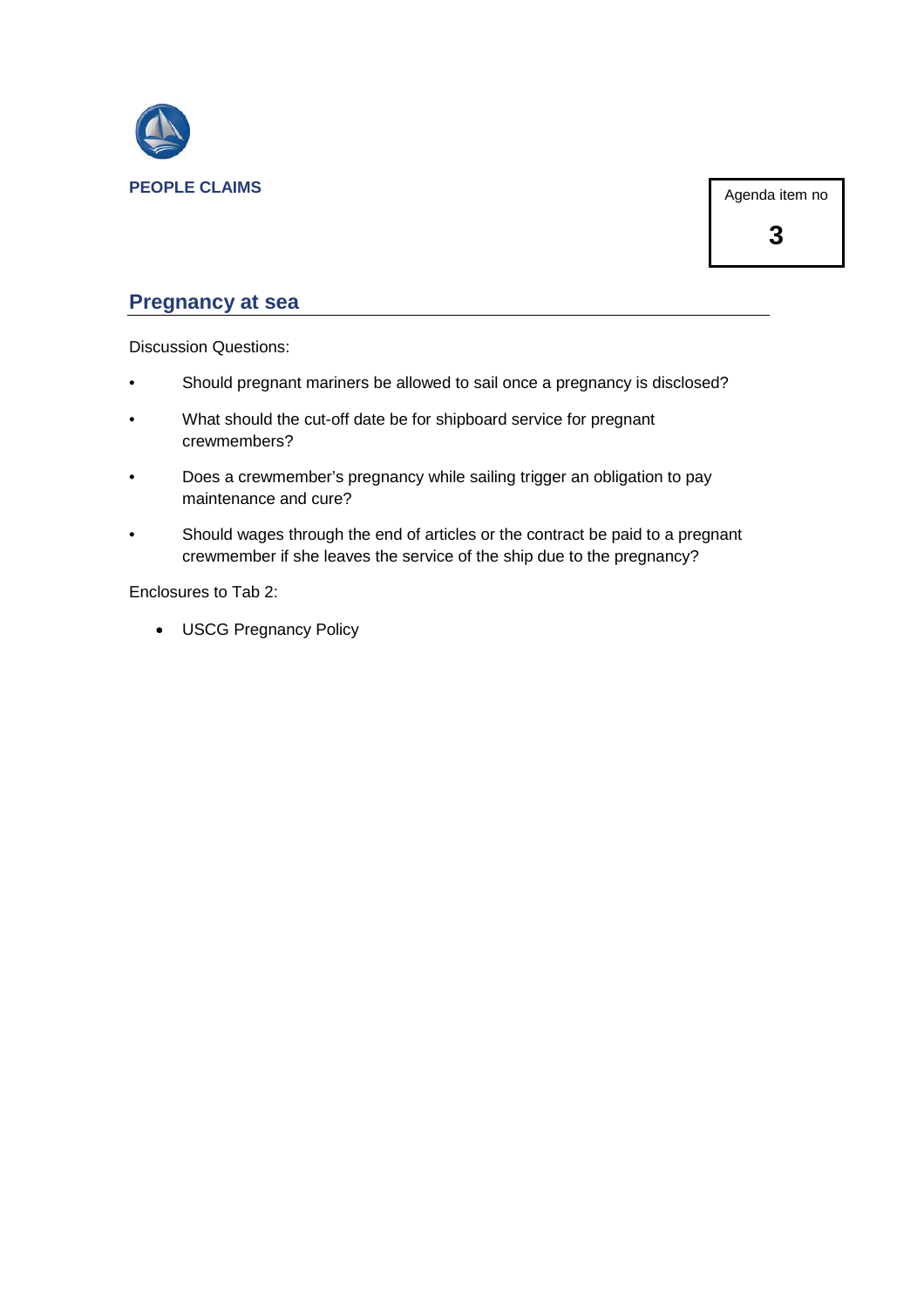**PEOPLE CLAIMS**

Agenda item no

**3**

## Pregnancy at sea

Discussion Questions:

- Should pregnant mariners be allowed to sail once a pregnancy is disclosed?
- What should the cut-off date be for shipboard service for pregnant crewmembers?
- Does a crewmember's pregnancy while sailing trigger an obligation to pay maintenance and cure?
- Should wages through the end of articles or the contract be paid to a pregnant crewmember if she leaves the service of the ship due to the pregnancy?

Enclosures to Tab 2:

- USCG Pregnancy Policy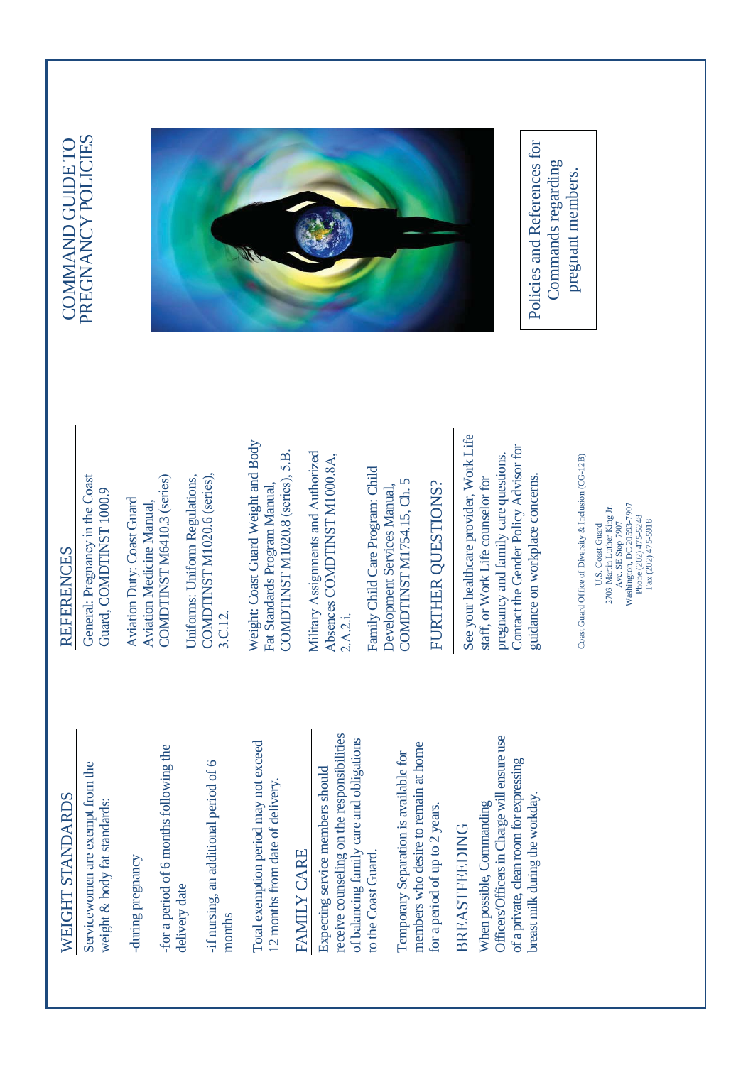## WEIGHT STANDARDS

Servicewomen are exempt from the weight & body fat standards:

-during pregnancy

-for a period of 6 months following the delivery date

-if nursing, an additional period of 6 months

Total exemption period may not exceed 12 months from date of delivery.

## FAMILY CARE

Expecting service members should receive counseling on the responsibilities of balancing family care and obligations to the Coast Guard.

Temporary Separation is available for members who desire to remain at home for a period of up to 2 years.

## BREASTFEEDING

When possible, Commanding Officers/Officers in Charge will ensure use of a private, clean room for expressing breast milk during the workday.

## REFERENCES

General: Pregnancy in the Coast Guard, COMDTINST 1000.9

Aviation Duty: Coast Guard Aviation Medicine Manual, COMDTINST M6410.3 (series)

Uniforms: Uniform Regulations, COMDTINST M1020.6 (series), 3.C.12.

Weight: Coast Guard Weight and Body Fat Standards Program Manual, COMDTINST M1020.8 (series), 5.B.

Military Assignments and Authorized Absences COMDTINST M1000.8A, 2.A.2.i.

Family Child Care Program: Child Development Services Manual, COMDTINST M1754.15, Ch. 5

## FURTHER QUESTIONS?

See your healthcare provider, Work Life staff, or Work Life counselor for pregnancy and family care questions. Contact the Gender Policy Advisor for guidance on workplace concerns.

Coast Guard Office of Diversity & Inclusion (CG-12B)

U.S. Coast Guard
2703 Martin Luther King Jr. Ave. SE Stop 7907
Washington, DC 20593-7907
Phone (202) 475-5248
Fax (202) 475-5918

# COMMAND GUIDE TO PREGNANCY POLICIES

Policies and References for Commands regarding pregnant members.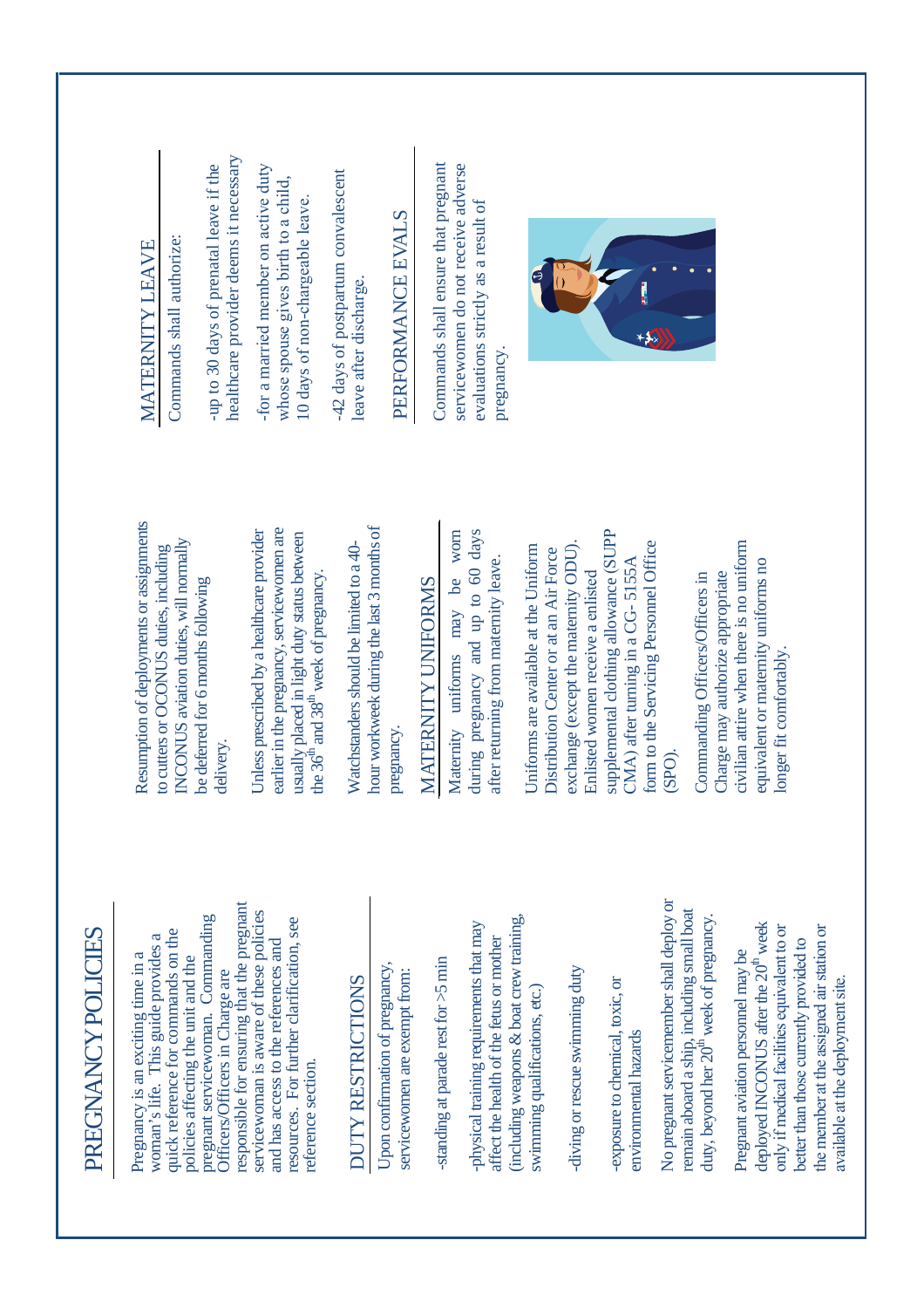# PREGNANCY POLICIES

Pregnancy is an exciting time in a woman's life. This guide provides a quick reference for commands on the policies affecting the unit and the pregnant servicewoman. Commanding Officers/Officers in Charge are responsible for ensuring that the pregnant servicewoman is aware of these policies and has access to the references and resources. For further clarification, see reference section.

## DUTY RESTRICTIONS

Upon confirmation of pregnancy, servicewomen are exempt from:

-standing at parade rest for >5 min

-physical training requirements that may affect the health of the fetus or mother (including weapons & boat crew training, swimming qualifications, etc.)

-diving or rescue swimming duty

-exposure to chemical, toxic, or environmental hazards

No pregnant servicemember shall deploy or remain aboard a ship, including small boat duty, beyond her 20th week of pregnancy.

Pregnant aviation personnel may be deployed INCONUS after the 20th week only if medical facilities equivalent to or better than those currently provided to the member at the assigned air station or available at the deployment site.

Resumption of deployments or assignments to cutters or OCONUS duties, including INCONUS aviation duties, will normally be deferred for 6 months following delivery.

Unless prescribed by a healthcare provider earlier in the pregnancy, servicewomen are usually placed in light duty status between the 36th and 38th week of pregnancy.

Watchstanders should be limited to a 40-hour workweek during the last 3 months of pregnancy.

## MATERNITY UNIFORMS

Maternity uniforms may be worn during pregnancy and up to 60 days after returning from maternity leave.

Uniforms are available at the Uniform Distribution Center or at an Air Force exchange (except the maternity ODU). Enlisted women receive a enlisted supplemental clothing allowance (SUPP CMA) after turning in a CG- 5155A form to the Servicing Personnel Office (SPO).

Commanding Officers/Officers in Charge may authorize appropriate civilian attire when there is no uniform equivalent or maternity uniforms no longer fit comfortably.

## MATERNITY LEAVE

Commands shall authorize:

-up to 30 days of prenatal leave if the healthcare provider deems it necessary

-for a married member on active duty whose spouse gives birth to a child, 10 days of non-chargeable leave.

-42 days of postpartum convalescent leave after discharge.

## PERFORMANCE EVALS

Commands shall ensure that pregnant servicewomen do not receive adverse evaluations strictly as a result of pregnancy.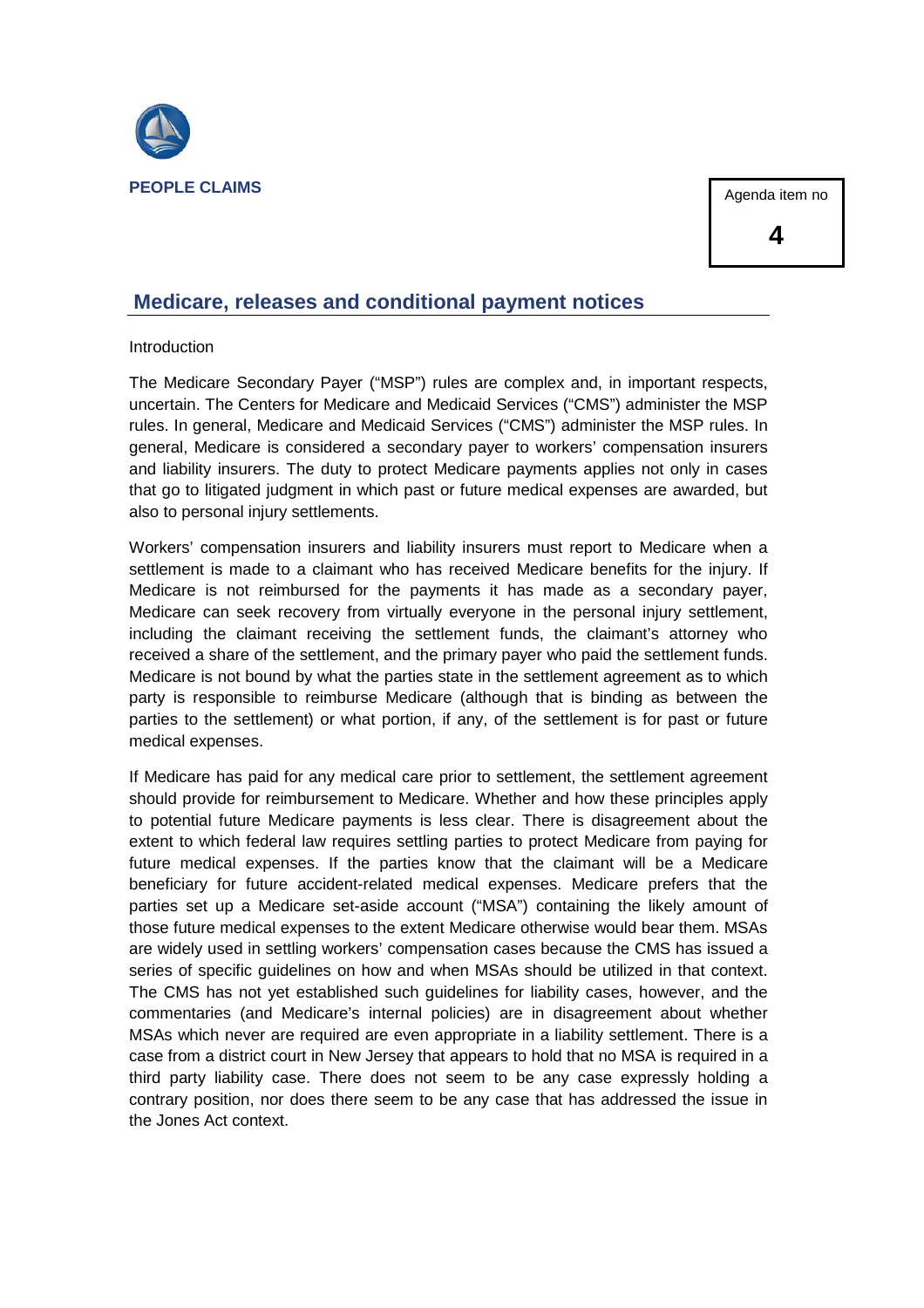PEOPLE CLAIMS

Agenda item no

**4**

## Medicare, releases and conditional payment notices

Introduction

The Medicare Secondary Payer ("MSP") rules are complex and, in important respects, uncertain. The Centers for Medicare and Medicaid Services ("CMS") administer the MSP rules. In general, Medicare and Medicaid Services ("CMS") administer the MSP rules. In general, Medicare is considered a secondary payer to workers' compensation insurers and liability insurers. The duty to protect Medicare payments applies not only in cases that go to litigated judgment in which past or future medical expenses are awarded, but also to personal injury settlements.

Workers' compensation insurers and liability insurers must report to Medicare when a settlement is made to a claimant who has received Medicare benefits for the injury. If Medicare is not reimbursed for the payments it has made as a secondary payer, Medicare can seek recovery from virtually everyone in the personal injury settlement, including the claimant receiving the settlement funds, the claimant's attorney who received a share of the settlement, and the primary payer who paid the settlement funds. Medicare is not bound by what the parties state in the settlement agreement as to which party is responsible to reimburse Medicare (although that is binding as between the parties to the settlement) or what portion, if any, of the settlement is for past or future medical expenses.

If Medicare has paid for any medical care prior to settlement, the settlement agreement should provide for reimbursement to Medicare. Whether and how these principles apply to potential future Medicare payments is less clear. There is disagreement about the extent to which federal law requires settling parties to protect Medicare from paying for future medical expenses. If the parties know that the claimant will be a Medicare beneficiary for future accident-related medical expenses. Medicare prefers that the parties set up a Medicare set-aside account ("MSA") containing the likely amount of those future medical expenses to the extent Medicare otherwise would bear them. MSAs are widely used in settling workers' compensation cases because the CMS has issued a series of specific guidelines on how and when MSAs should be utilized in that context. The CMS has not yet established such guidelines for liability cases, however, and the commentaries (and Medicare's internal policies) are in disagreement about whether MSAs which never are required are even appropriate in a liability settlement. There is a case from a district court in New Jersey that appears to hold that no MSA is required in a third party liability case. There does not seem to be any case expressly holding a contrary position, nor does there seem to be any case that has addressed the issue in the Jones Act context.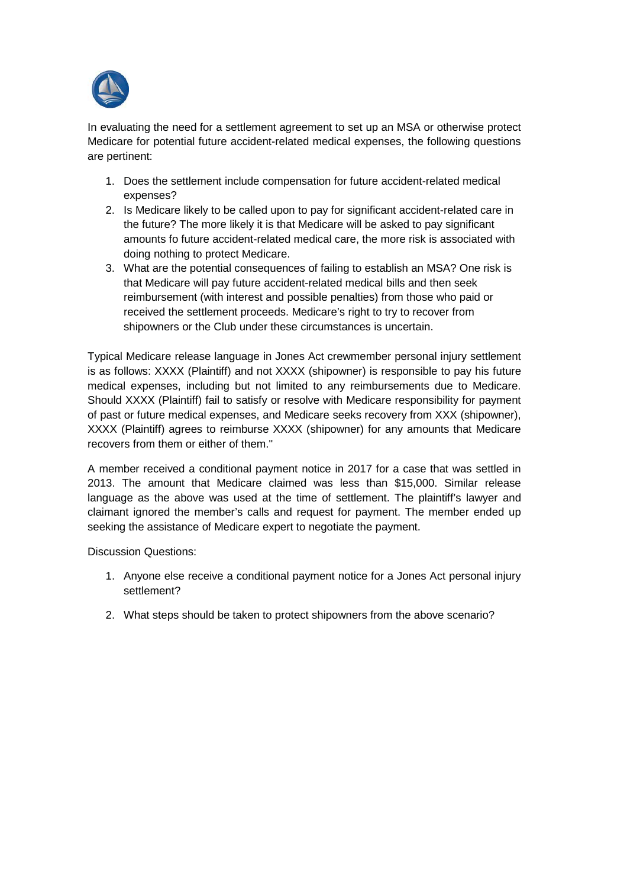In evaluating the need for a settlement agreement to set up an MSA or otherwise protect Medicare for potential future accident-related medical expenses, the following questions are pertinent:

1. Does the settlement include compensation for future accident-related medical expenses?
2. Is Medicare likely to be called upon to pay for significant accident-related care in the future? The more likely it is that Medicare will be asked to pay significant amounts fo future accident-related medical care, the more risk is associated with doing nothing to protect Medicare.
3. What are the potential consequences of failing to establish an MSA? One risk is that Medicare will pay future accident-related medical bills and then seek reimbursement (with interest and possible penalties) from those who paid or received the settlement proceeds. Medicare's right to try to recover from shipowners or the Club under these circumstances is uncertain.

Typical Medicare release language in Jones Act crewmember personal injury settlement is as follows: XXXX (Plaintiff) and not XXXX (shipowner) is responsible to pay his future medical expenses, including but not limited to any reimbursements due to Medicare. Should XXXX (Plaintiff) fail to satisfy or resolve with Medicare responsibility for payment of past or future medical expenses, and Medicare seeks recovery from XXX (shipowner), XXXX (Plaintiff) agrees to reimburse XXXX (shipowner) for any amounts that Medicare recovers from them or either of them."

A member received a conditional payment notice in 2017 for a case that was settled in 2013. The amount that Medicare claimed was less than $15,000. Similar release language as the above was used at the time of settlement. The plaintiff's lawyer and claimant ignored the member's calls and request for payment. The member ended up seeking the assistance of Medicare expert to negotiate the payment.

Discussion Questions:

1. Anyone else receive a conditional payment notice for a Jones Act personal injury settlement?
2. What steps should be taken to protect shipowners from the above scenario?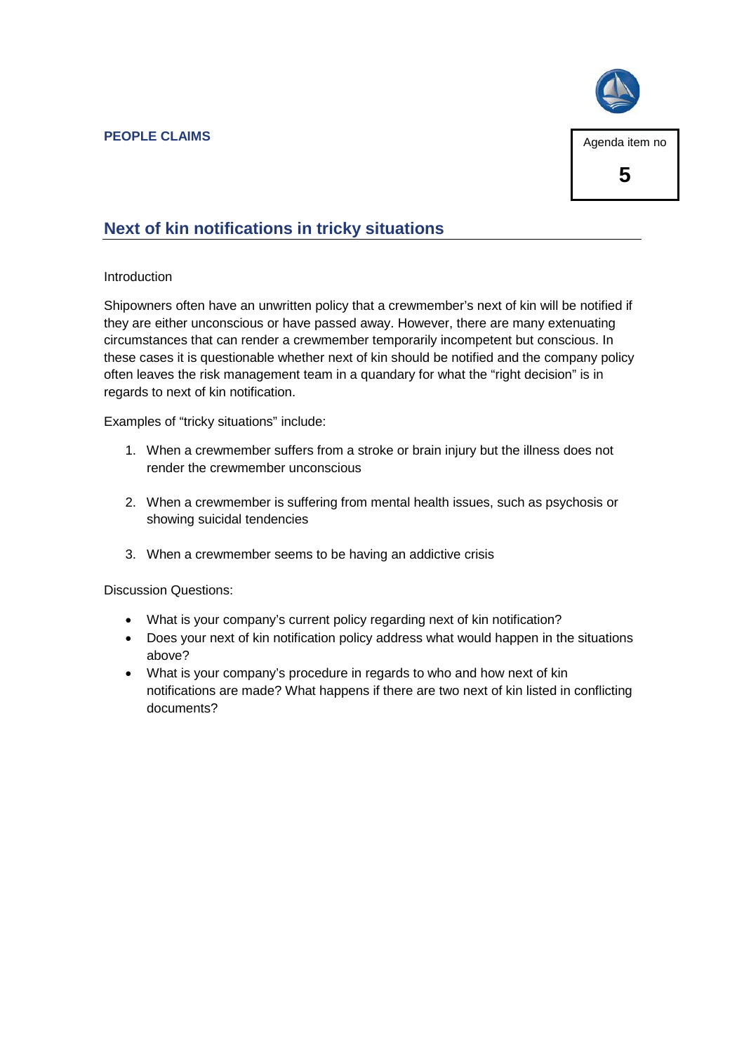**PEOPLE CLAIMS**

Agenda item no

**5**

## Next of kin notifications in tricky situations

Introduction

Shipowners often have an unwritten policy that a crewmember's next of kin will be notified if they are either unconscious or have passed away. However, there are many extenuating circumstances that can render a crewmember temporarily incompetent but conscious. In these cases it is questionable whether next of kin should be notified and the company policy often leaves the risk management team in a quandary for what the "right decision" is in regards to next of kin notification.

Examples of "tricky situations" include:

1. When a crewmember suffers from a stroke or brain injury but the illness does not render the crewmember unconscious

2. When a crewmember is suffering from mental health issues, such as psychosis or showing suicidal tendencies

3. When a crewmember seems to be having an addictive crisis

Discussion Questions:

- What is your company's current policy regarding next of kin notification?
- Does your next of kin notification policy address what would happen in the situations above?
- What is your company's procedure in regards to who and how next of kin notifications are made? What happens if there are two next of kin listed in conflicting documents?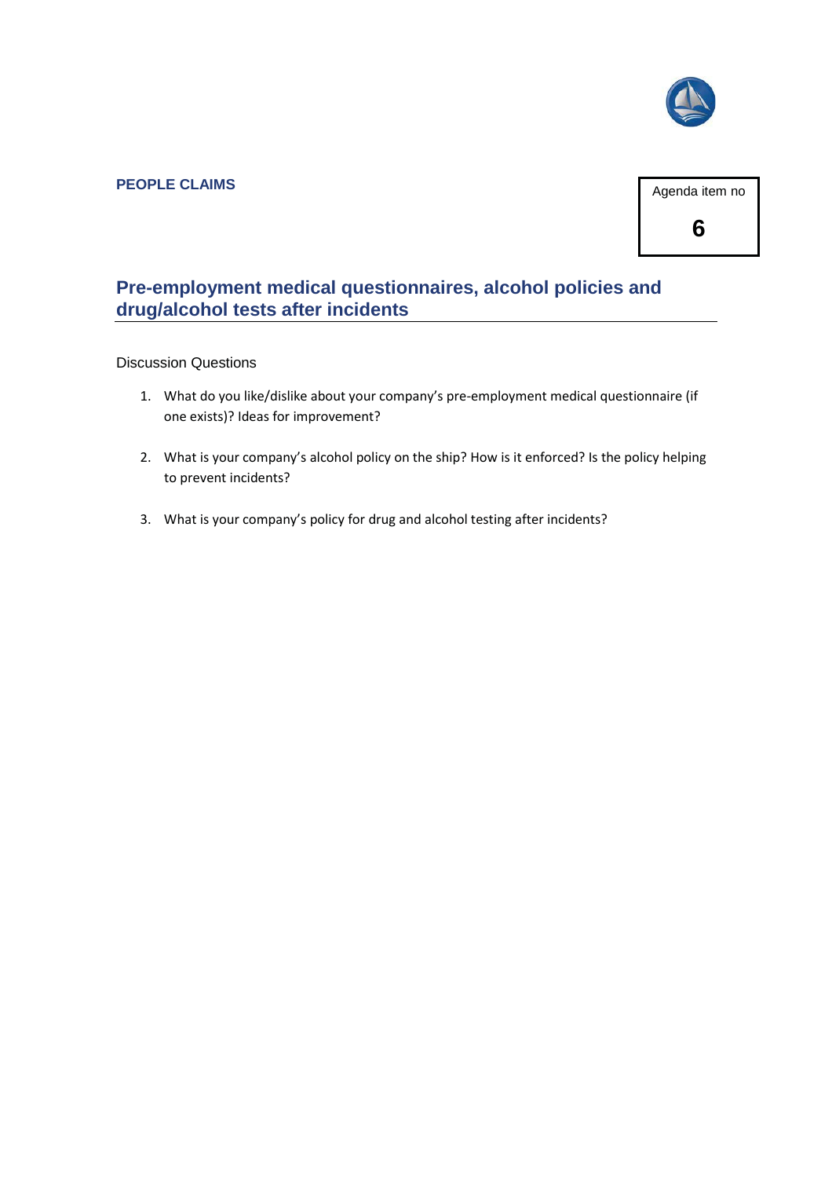**PEOPLE CLAIMS**

Agenda item no

**6**

## Pre-employment medical questionnaires, alcohol policies and drug/alcohol tests after incidents

Discussion Questions

1. What do you like/dislike about your company's pre-employment medical questionnaire (if one exists)? Ideas for improvement?

2. What is your company's alcohol policy on the ship? How is it enforced? Is the policy helping to prevent incidents?

3. What is your company's policy for drug and alcohol testing after incidents?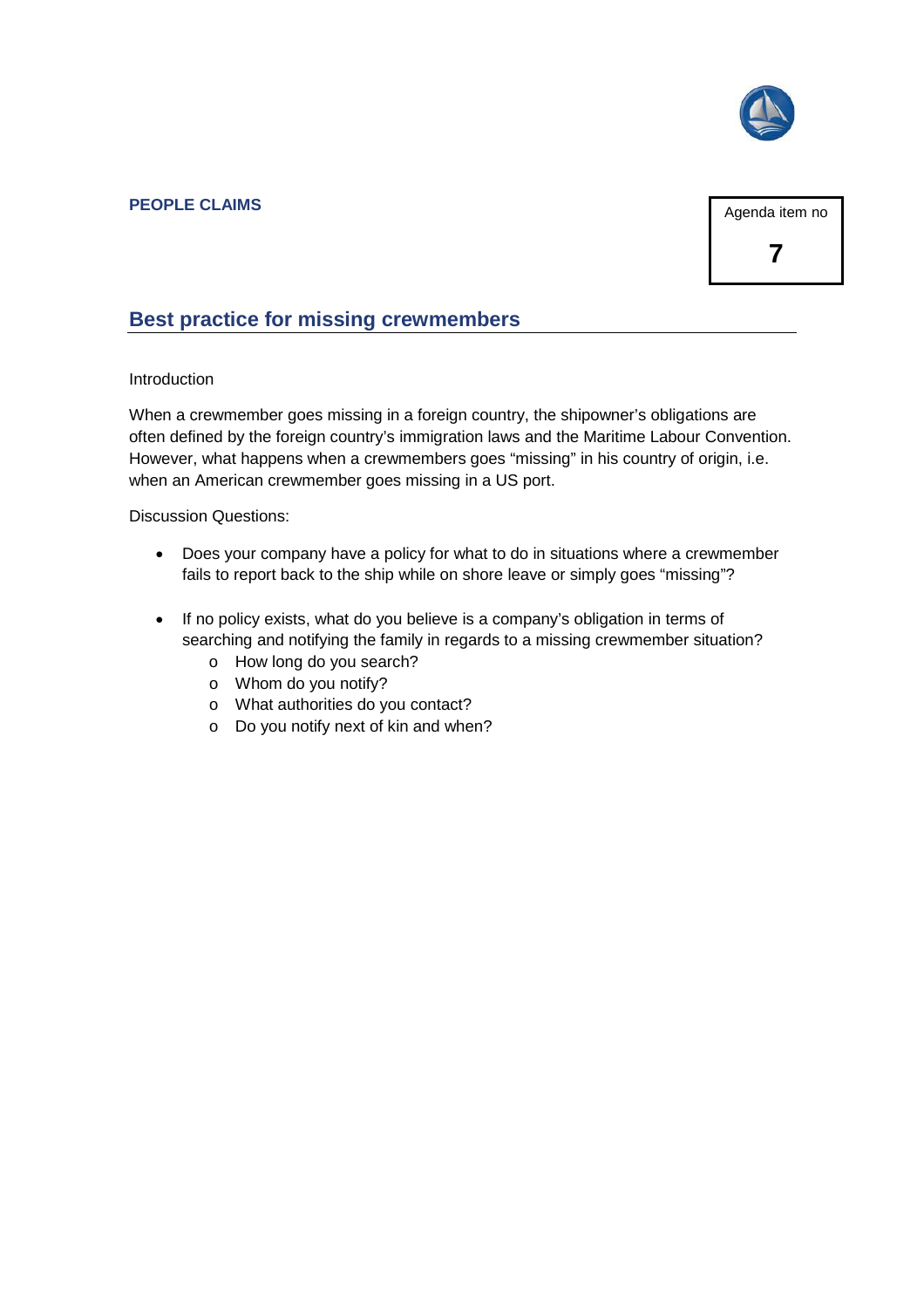**PEOPLE CLAIMS**

Agenda item no

**7**

## Best practice for missing crewmembers

Introduction

When a crewmember goes missing in a foreign country, the shipowner's obligations are often defined by the foreign country's immigration laws and the Maritime Labour Convention. However, what happens when a crewmembers goes "missing" in his country of origin, i.e. when an American crewmember goes missing in a US port.

Discussion Questions:

- Does your company have a policy for what to do in situations where a crewmember fails to report back to the ship while on shore leave or simply goes "missing"?
- If no policy exists, what do you believe is a company's obligation in terms of searching and notifying the family in regards to a missing crewmember situation?
  - How long do you search?
  - Whom do you notify?
  - What authorities do you contact?
  - Do you notify next of kin and when?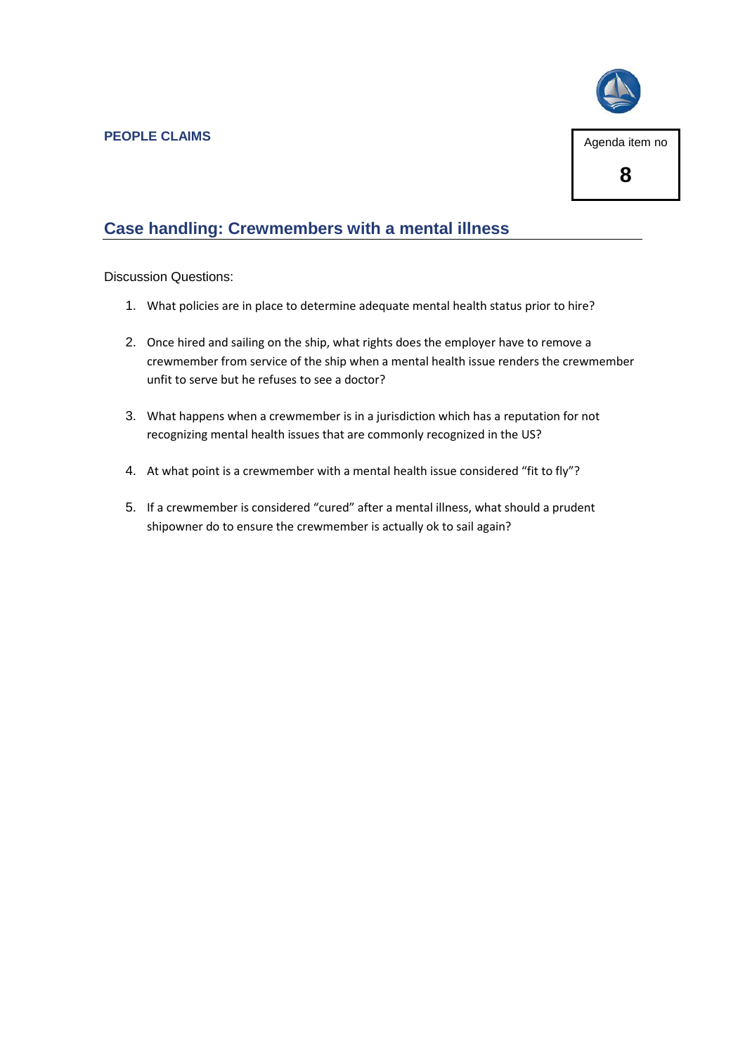**PEOPLE CLAIMS**

Agenda item no

**8**

## Case handling: Crewmembers with a mental illness

Discussion Questions:

1. What policies are in place to determine adequate mental health status prior to hire?

2. Once hired and sailing on the ship, what rights does the employer have to remove a crewmember from service of the ship when a mental health issue renders the crewmember unfit to serve but he refuses to see a doctor?

3. What happens when a crewmember is in a jurisdiction which has a reputation for not recognizing mental health issues that are commonly recognized in the US?

4. At what point is a crewmember with a mental health issue considered "fit to fly"?

5. If a crewmember is considered "cured" after a mental illness, what should a prudent shipowner do to ensure the crewmember is actually ok to sail again?